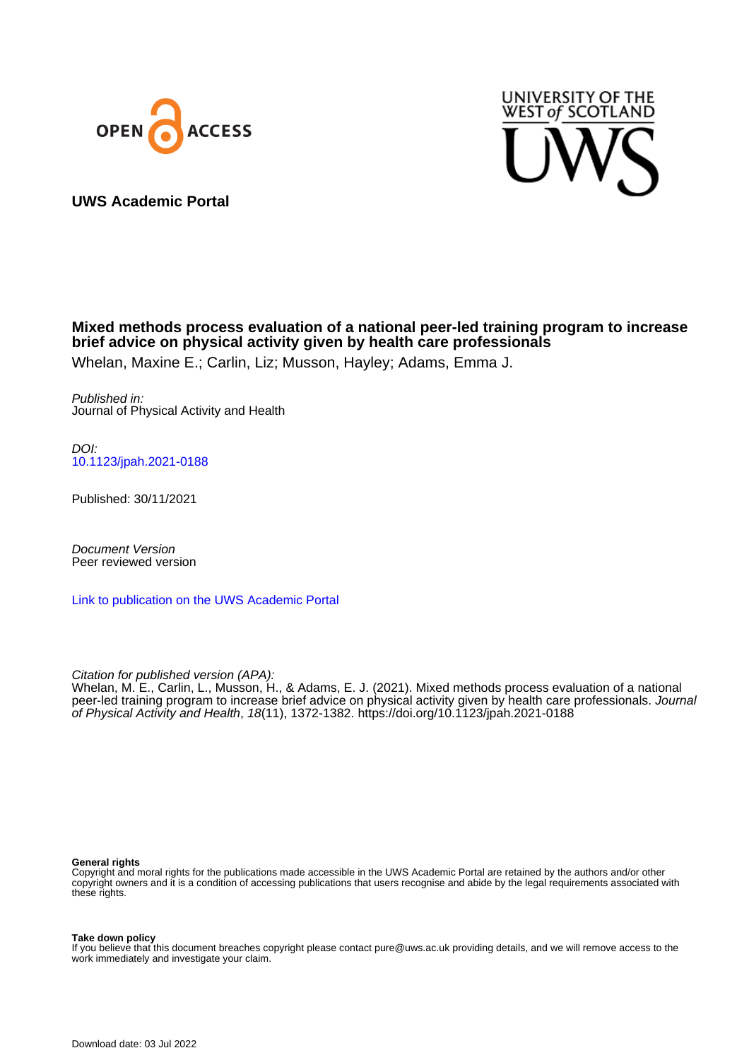OPEN ACCESS

UNIVERSITY OF THE WEST of SCOTLAND

UWS

**UWS Academic Portal**

# Mixed methods process evaluation of a national peer-led training program to increase brief advice on physical activity given by health care professionals

Whelan, Maxine E.; Carlin, Liz; Musson, Hayley; Adams, Emma J.

*Published in:*
Journal of Physical Activity and Health

*DOI:*
10.1123/jpah.2021-0188

Published: 30/11/2021

*Document Version*
Peer reviewed version

Link to publication on the UWS Academic Portal

*Citation for published version (APA):*
Whelan, M. E., Carlin, L., Musson, H., & Adams, E. J. (2021). Mixed methods process evaluation of a national peer-led training program to increase brief advice on physical activity given by health care professionals. *Journal of Physical Activity and Health*, *18*(11), 1372-1382. https://doi.org/10.1123/jpah.2021-0188

**General rights**
Copyright and moral rights for the publications made accessible in the UWS Academic Portal are retained by the authors and/or other copyright owners and it is a condition of accessing publications that users recognise and abide by the legal requirements associated with these rights.

**Take down policy**
If you believe that this document breaches copyright please contact pure@uws.ac.uk providing details, and we will remove access to the work immediately and investigate your claim.

Download date: 03 Jul 2022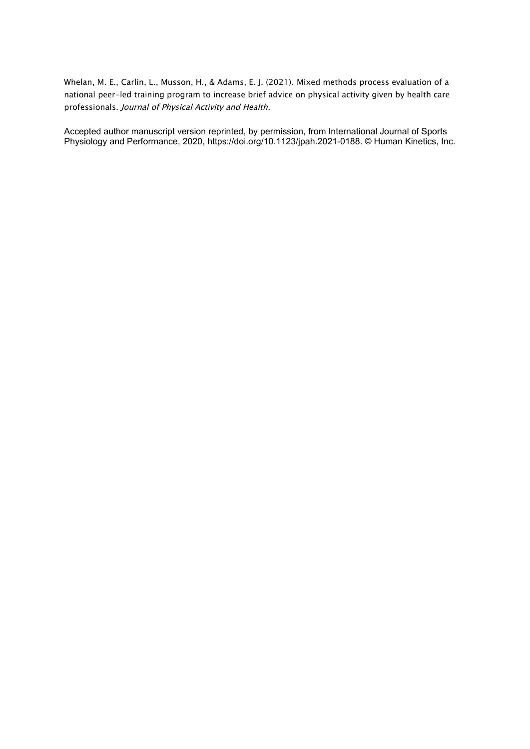Whelan, M. E., Carlin, L., Musson, H., & Adams, E. J. (2021). Mixed methods process evaluation of a national peer-led training program to increase brief advice on physical activity given by health care professionals. *Journal of Physical Activity and Health*.

Accepted author manuscript version reprinted, by permission, from International Journal of Sports Physiology and Performance, 2020, https://doi.org/10.1123/jpah.2021-0188. © Human Kinetics, Inc.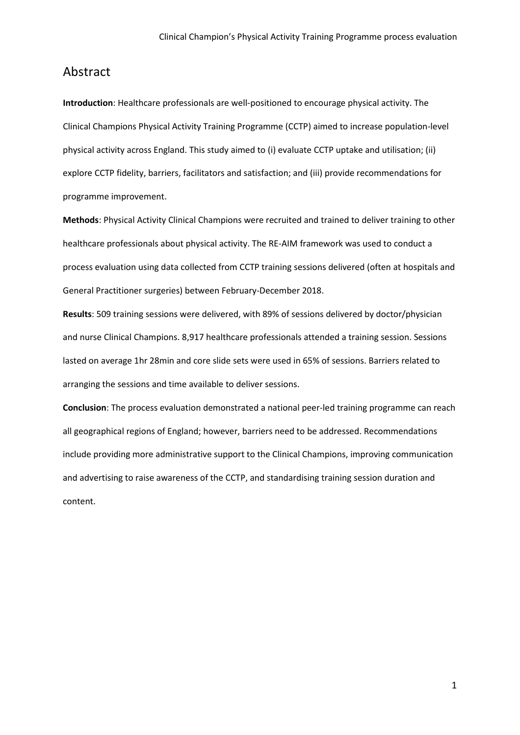## Abstract

**Introduction**: Healthcare professionals are well-positioned to encourage physical activity. The Clinical Champions Physical Activity Training Programme (CCTP) aimed to increase population-level physical activity across England. This study aimed to (i) evaluate CCTP uptake and utilisation; (ii) explore CCTP fidelity, barriers, facilitators and satisfaction; and (iii) provide recommendations for programme improvement.

**Methods**: Physical Activity Clinical Champions were recruited and trained to deliver training to other healthcare professionals about physical activity. The RE-AIM framework was used to conduct a process evaluation using data collected from CCTP training sessions delivered (often at hospitals and General Practitioner surgeries) between February-December 2018.

**Results**: 509 training sessions were delivered, with 89% of sessions delivered by doctor/physician and nurse Clinical Champions. 8,917 healthcare professionals attended a training session. Sessions lasted on average 1hr 28min and core slide sets were used in 65% of sessions. Barriers related to arranging the sessions and time available to deliver sessions.

**Conclusion**: The process evaluation demonstrated a national peer-led training programme can reach all geographical regions of England; however, barriers need to be addressed. Recommendations include providing more administrative support to the Clinical Champions, improving communication and advertising to raise awareness of the CCTP, and standardising training session duration and content.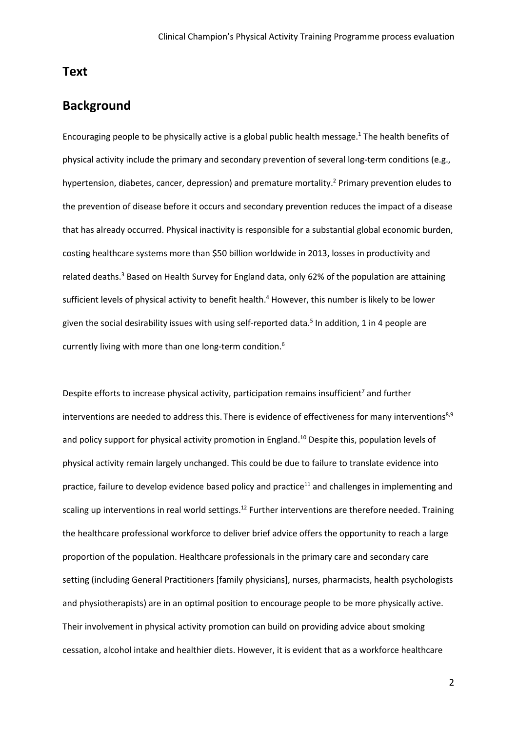# Text

# Background

Encouraging people to be physically active is a global public health message.[1] The health benefits of physical activity include the primary and secondary prevention of several long-term conditions (e.g., hypertension, diabetes, cancer, depression) and premature mortality.[2] Primary prevention eludes to the prevention of disease before it occurs and secondary prevention reduces the impact of a disease that has already occurred. Physical inactivity is responsible for a substantial global economic burden, costing healthcare systems more than $50 billion worldwide in 2013, losses in productivity and related deaths.[3] Based on Health Survey for England data, only 62% of the population are attaining sufficient levels of physical activity to benefit health.[4] However, this number is likely to be lower given the social desirability issues with using self-reported data.[5] In addition, 1 in 4 people are currently living with more than one long-term condition.[6]

Despite efforts to increase physical activity, participation remains insufficient[7] and further interventions are needed to address this. There is evidence of effectiveness for many interventions[8,9] and policy support for physical activity promotion in England.[10] Despite this, population levels of physical activity remain largely unchanged. This could be due to failure to translate evidence into practice, failure to develop evidence based policy and practice[11] and challenges in implementing and scaling up interventions in real world settings.[12] Further interventions are therefore needed. Training the healthcare professional workforce to deliver brief advice offers the opportunity to reach a large proportion of the population. Healthcare professionals in the primary care and secondary care setting (including General Practitioners [family physicians], nurses, pharmacists, health psychologists and physiotherapists) are in an optimal position to encourage people to be more physically active. Their involvement in physical activity promotion can build on providing advice about smoking cessation, alcohol intake and healthier diets. However, it is evident that as a workforce healthcare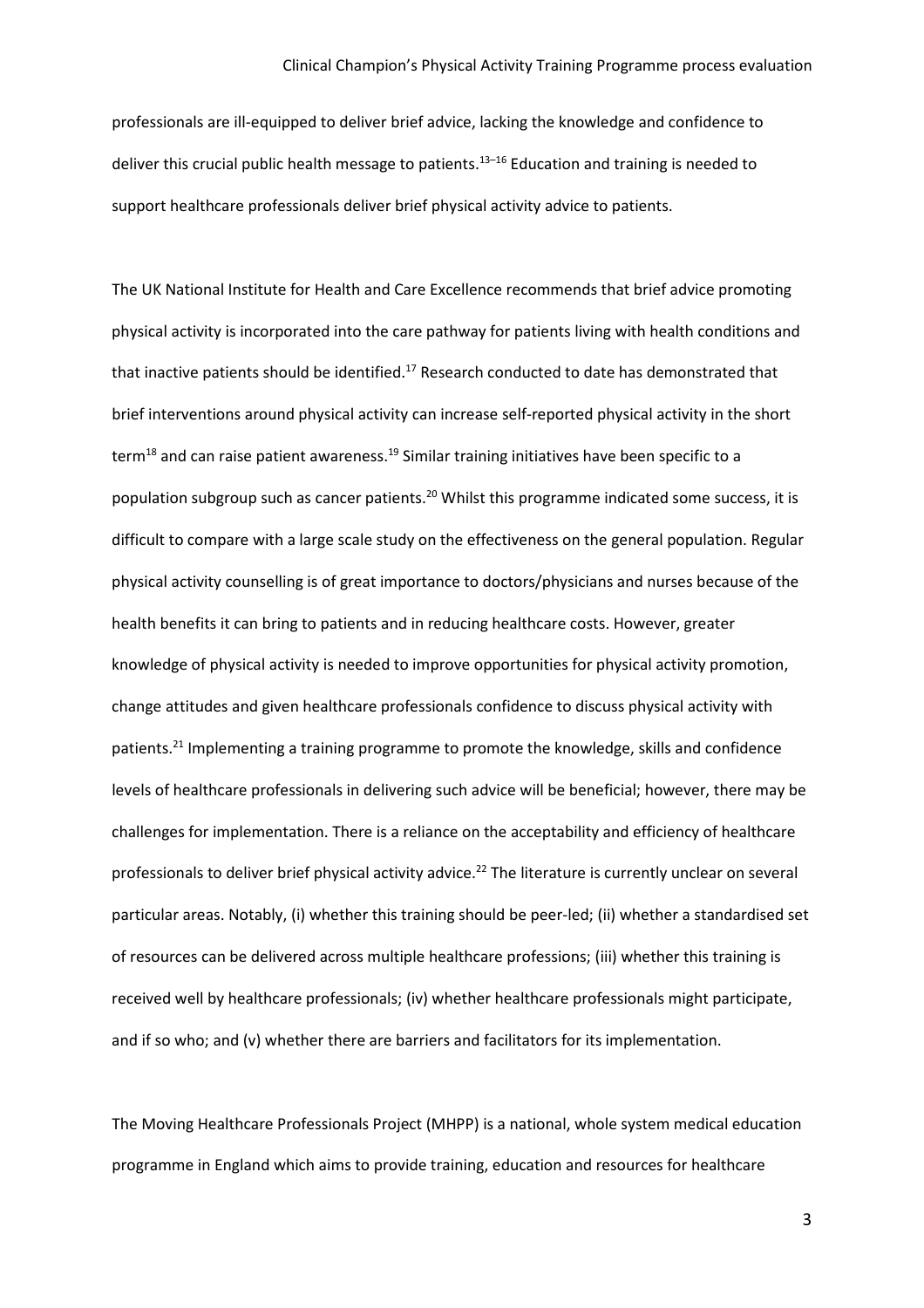professionals are ill-equipped to deliver brief advice, lacking the knowledge and confidence to deliver this crucial public health message to patients.[13–16] Education and training is needed to support healthcare professionals deliver brief physical activity advice to patients.

The UK National Institute for Health and Care Excellence recommends that brief advice promoting physical activity is incorporated into the care pathway for patients living with health conditions and that inactive patients should be identified.[17] Research conducted to date has demonstrated that brief interventions around physical activity can increase self-reported physical activity in the short term[18] and can raise patient awareness.[19] Similar training initiatives have been specific to a population subgroup such as cancer patients.[20] Whilst this programme indicated some success, it is difficult to compare with a large scale study on the effectiveness on the general population. Regular physical activity counselling is of great importance to doctors/physicians and nurses because of the health benefits it can bring to patients and in reducing healthcare costs. However, greater knowledge of physical activity is needed to improve opportunities for physical activity promotion, change attitudes and given healthcare professionals confidence to discuss physical activity with patients.[21] Implementing a training programme to promote the knowledge, skills and confidence levels of healthcare professionals in delivering such advice will be beneficial; however, there may be challenges for implementation. There is a reliance on the acceptability and efficiency of healthcare professionals to deliver brief physical activity advice.[22] The literature is currently unclear on several particular areas. Notably, (i) whether this training should be peer-led; (ii) whether a standardised set of resources can be delivered across multiple healthcare professions; (iii) whether this training is received well by healthcare professionals; (iv) whether healthcare professionals might participate, and if so who; and (v) whether there are barriers and facilitators for its implementation.

The Moving Healthcare Professionals Project (MHPP) is a national, whole system medical education programme in England which aims to provide training, education and resources for healthcare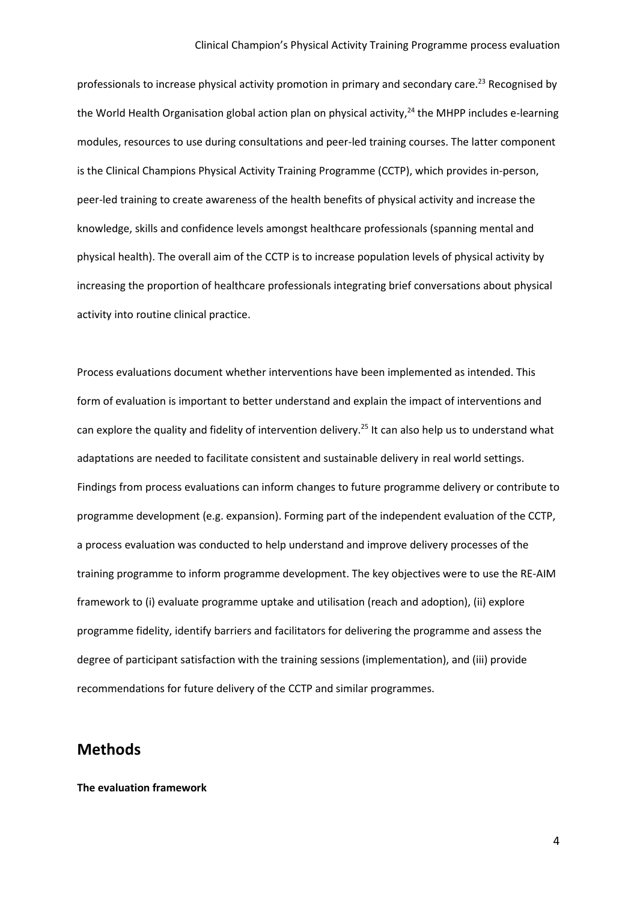professionals to increase physical activity promotion in primary and secondary care.[23] Recognised by the World Health Organisation global action plan on physical activity,[24] the MHPP includes e-learning modules, resources to use during consultations and peer-led training courses. The latter component is the Clinical Champions Physical Activity Training Programme (CCTP), which provides in-person, peer-led training to create awareness of the health benefits of physical activity and increase the knowledge, skills and confidence levels amongst healthcare professionals (spanning mental and physical health). The overall aim of the CCTP is to increase population levels of physical activity by increasing the proportion of healthcare professionals integrating brief conversations about physical activity into routine clinical practice.

Process evaluations document whether interventions have been implemented as intended. This form of evaluation is important to better understand and explain the impact of interventions and can explore the quality and fidelity of intervention delivery.[25] It can also help us to understand what adaptations are needed to facilitate consistent and sustainable delivery in real world settings. Findings from process evaluations can inform changes to future programme delivery or contribute to programme development (e.g. expansion). Forming part of the independent evaluation of the CCTP, a process evaluation was conducted to help understand and improve delivery processes of the training programme to inform programme development. The key objectives were to use the RE-AIM framework to (i) evaluate programme uptake and utilisation (reach and adoption), (ii) explore programme fidelity, identify barriers and facilitators for delivering the programme and assess the degree of participant satisfaction with the training sessions (implementation), and (iii) provide recommendations for future delivery of the CCTP and similar programmes.

## Methods

**The evaluation framework**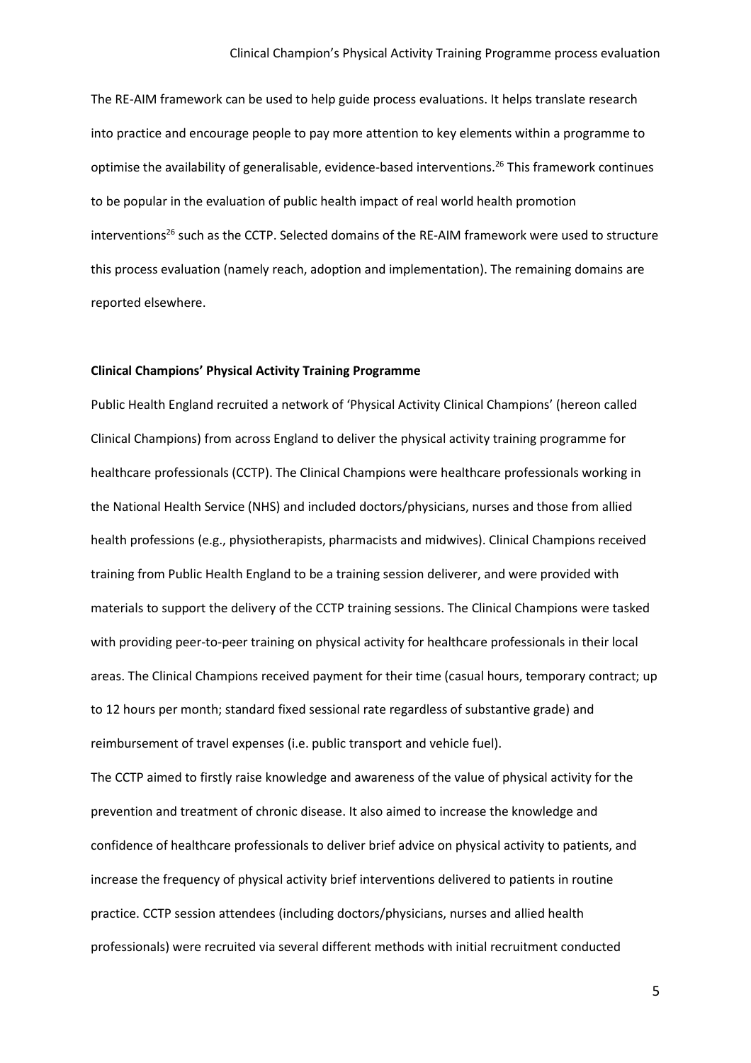The RE-AIM framework can be used to help guide process evaluations. It helps translate research into practice and encourage people to pay more attention to key elements within a programme to optimise the availability of generalisable, evidence-based interventions.[26] This framework continues to be popular in the evaluation of public health impact of real world health promotion interventions[26] such as the CCTP. Selected domains of the RE-AIM framework were used to structure this process evaluation (namely reach, adoption and implementation). The remaining domains are reported elsewhere.

**Clinical Champions' Physical Activity Training Programme**

Public Health England recruited a network of 'Physical Activity Clinical Champions' (hereon called Clinical Champions) from across England to deliver the physical activity training programme for healthcare professionals (CCTP). The Clinical Champions were healthcare professionals working in the National Health Service (NHS) and included doctors/physicians, nurses and those from allied health professions (e.g., physiotherapists, pharmacists and midwives). Clinical Champions received training from Public Health England to be a training session deliverer, and were provided with materials to support the delivery of the CCTP training sessions. The Clinical Champions were tasked with providing peer-to-peer training on physical activity for healthcare professionals in their local areas. The Clinical Champions received payment for their time (casual hours, temporary contract; up to 12 hours per month; standard fixed sessional rate regardless of substantive grade) and reimbursement of travel expenses (i.e. public transport and vehicle fuel).

The CCTP aimed to firstly raise knowledge and awareness of the value of physical activity for the prevention and treatment of chronic disease. It also aimed to increase the knowledge and confidence of healthcare professionals to deliver brief advice on physical activity to patients, and increase the frequency of physical activity brief interventions delivered to patients in routine practice. CCTP session attendees (including doctors/physicians, nurses and allied health professionals) were recruited via several different methods with initial recruitment conducted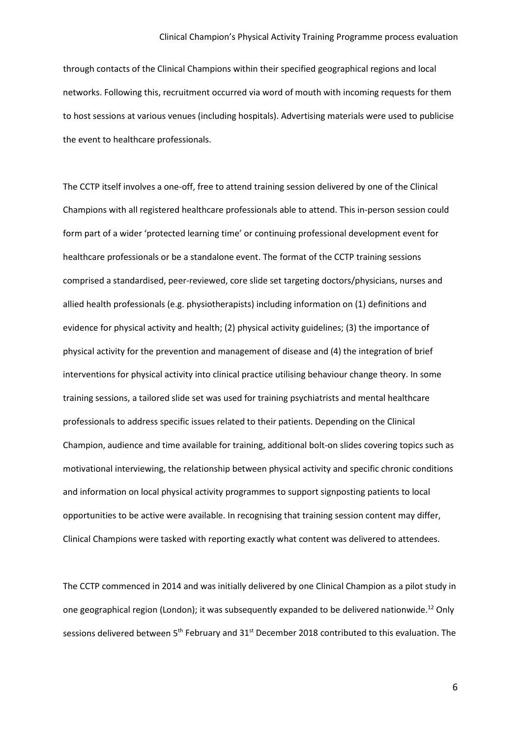through contacts of the Clinical Champions within their specified geographical regions and local networks. Following this, recruitment occurred via word of mouth with incoming requests for them to host sessions at various venues (including hospitals). Advertising materials were used to publicise the event to healthcare professionals.

The CCTP itself involves a one-off, free to attend training session delivered by one of the Clinical Champions with all registered healthcare professionals able to attend. This in-person session could form part of a wider 'protected learning time' or continuing professional development event for healthcare professionals or be a standalone event. The format of the CCTP training sessions comprised a standardised, peer-reviewed, core slide set targeting doctors/physicians, nurses and allied health professionals (e.g. physiotherapists) including information on (1) definitions and evidence for physical activity and health; (2) physical activity guidelines; (3) the importance of physical activity for the prevention and management of disease and (4) the integration of brief interventions for physical activity into clinical practice utilising behaviour change theory. In some training sessions, a tailored slide set was used for training psychiatrists and mental healthcare professionals to address specific issues related to their patients. Depending on the Clinical Champion, audience and time available for training, additional bolt-on slides covering topics such as motivational interviewing, the relationship between physical activity and specific chronic conditions and information on local physical activity programmes to support signposting patients to local opportunities to be active were available. In recognising that training session content may differ, Clinical Champions were tasked with reporting exactly what content was delivered to attendees.

The CCTP commenced in 2014 and was initially delivered by one Clinical Champion as a pilot study in one geographical region (London); it was subsequently expanded to be delivered nationwide.[12] Only sessions delivered between 5th February and 31st December 2018 contributed to this evaluation. The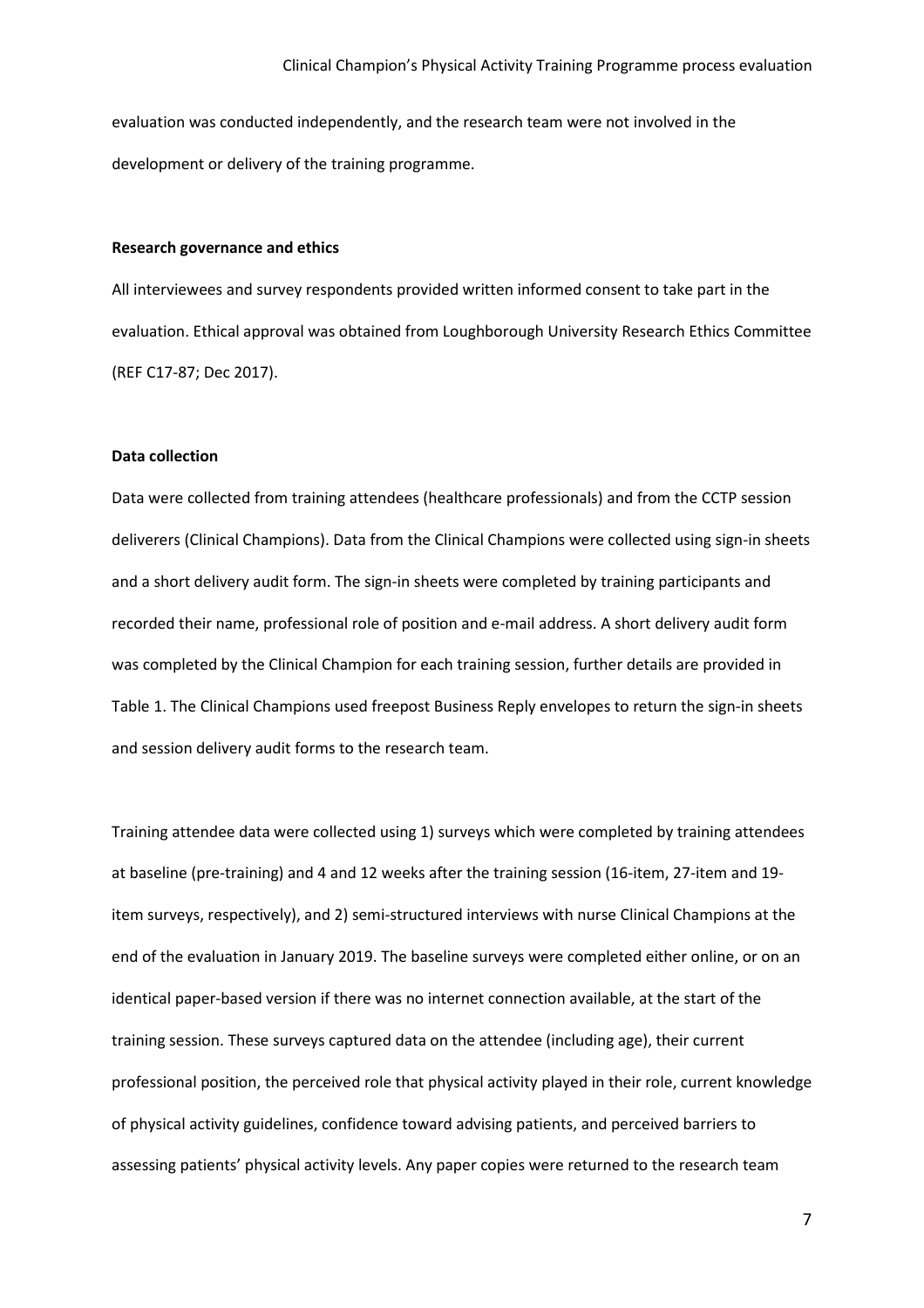evaluation was conducted independently, and the research team were not involved in the development or delivery of the training programme.

**Research governance and ethics**

All interviewees and survey respondents provided written informed consent to take part in the evaluation. Ethical approval was obtained from Loughborough University Research Ethics Committee (REF C17-87; Dec 2017).

**Data collection**

Data were collected from training attendees (healthcare professionals) and from the CCTP session deliverers (Clinical Champions). Data from the Clinical Champions were collected using sign-in sheets and a short delivery audit form. The sign-in sheets were completed by training participants and recorded their name, professional role of position and e-mail address. A short delivery audit form was completed by the Clinical Champion for each training session, further details are provided in Table 1. The Clinical Champions used freepost Business Reply envelopes to return the sign-in sheets and session delivery audit forms to the research team.

Training attendee data were collected using 1) surveys which were completed by training attendees at baseline (pre-training) and 4 and 12 weeks after the training session (16-item, 27-item and 19-item surveys, respectively), and 2) semi-structured interviews with nurse Clinical Champions at the end of the evaluation in January 2019. The baseline surveys were completed either online, or on an identical paper-based version if there was no internet connection available, at the start of the training session. These surveys captured data on the attendee (including age), their current professional position, the perceived role that physical activity played in their role, current knowledge of physical activity guidelines, confidence toward advising patients, and perceived barriers to assessing patients' physical activity levels. Any paper copies were returned to the research team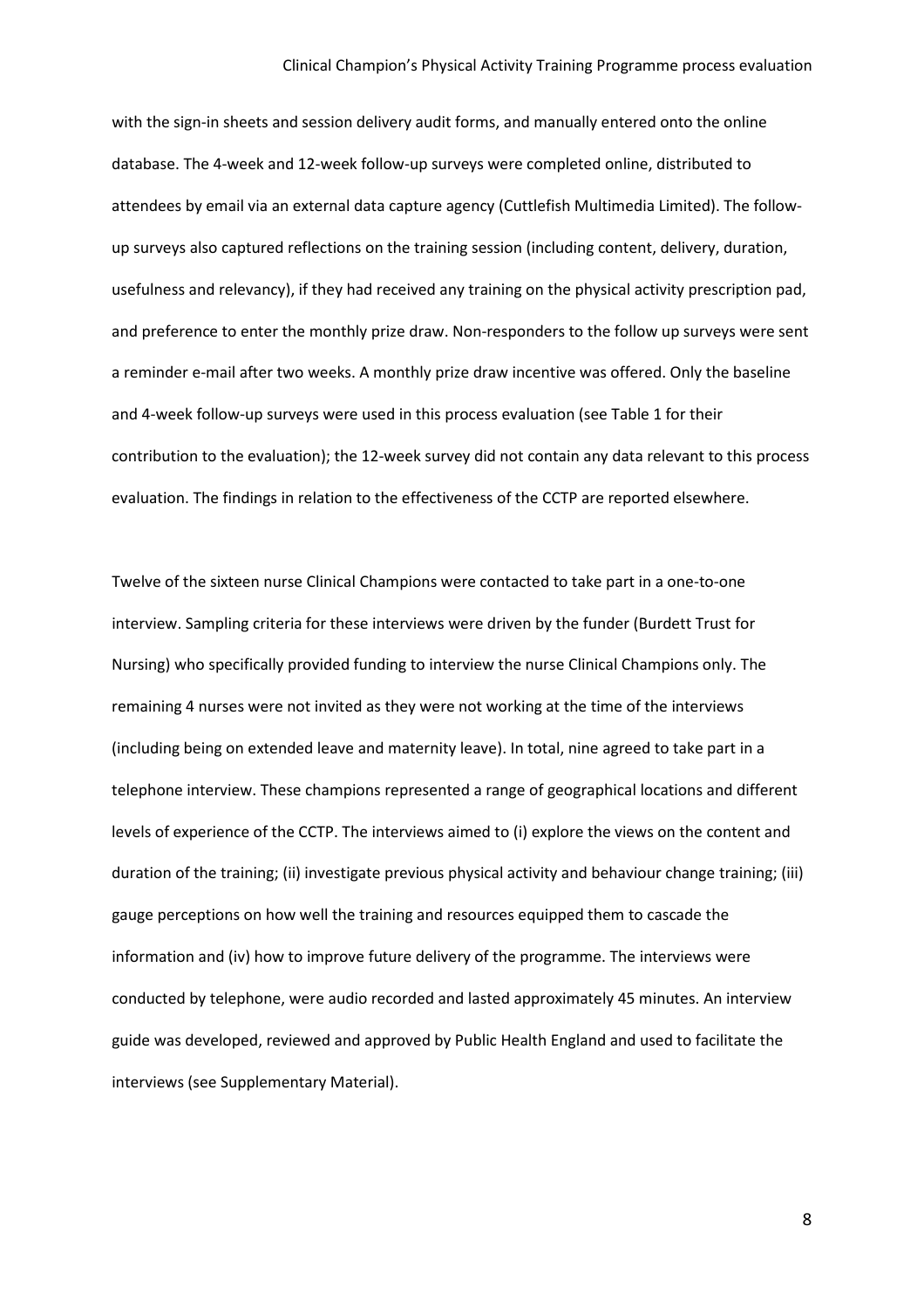with the sign-in sheets and session delivery audit forms, and manually entered onto the online database. The 4-week and 12-week follow-up surveys were completed online, distributed to attendees by email via an external data capture agency (Cuttlefish Multimedia Limited). The follow-up surveys also captured reflections on the training session (including content, delivery, duration, usefulness and relevancy), if they had received any training on the physical activity prescription pad, and preference to enter the monthly prize draw. Non-responders to the follow up surveys were sent a reminder e-mail after two weeks. A monthly prize draw incentive was offered. Only the baseline and 4-week follow-up surveys were used in this process evaluation (see Table 1 for their contribution to the evaluation); the 12-week survey did not contain any data relevant to this process evaluation. The findings in relation to the effectiveness of the CCTP are reported elsewhere.

Twelve of the sixteen nurse Clinical Champions were contacted to take part in a one-to-one interview. Sampling criteria for these interviews were driven by the funder (Burdett Trust for Nursing) who specifically provided funding to interview the nurse Clinical Champions only. The remaining 4 nurses were not invited as they were not working at the time of the interviews (including being on extended leave and maternity leave). In total, nine agreed to take part in a telephone interview. These champions represented a range of geographical locations and different levels of experience of the CCTP. The interviews aimed to (i) explore the views on the content and duration of the training; (ii) investigate previous physical activity and behaviour change training; (iii) gauge perceptions on how well the training and resources equipped them to cascade the information and (iv) how to improve future delivery of the programme. The interviews were conducted by telephone, were audio recorded and lasted approximately 45 minutes. An interview guide was developed, reviewed and approved by Public Health England and used to facilitate the interviews (see Supplementary Material).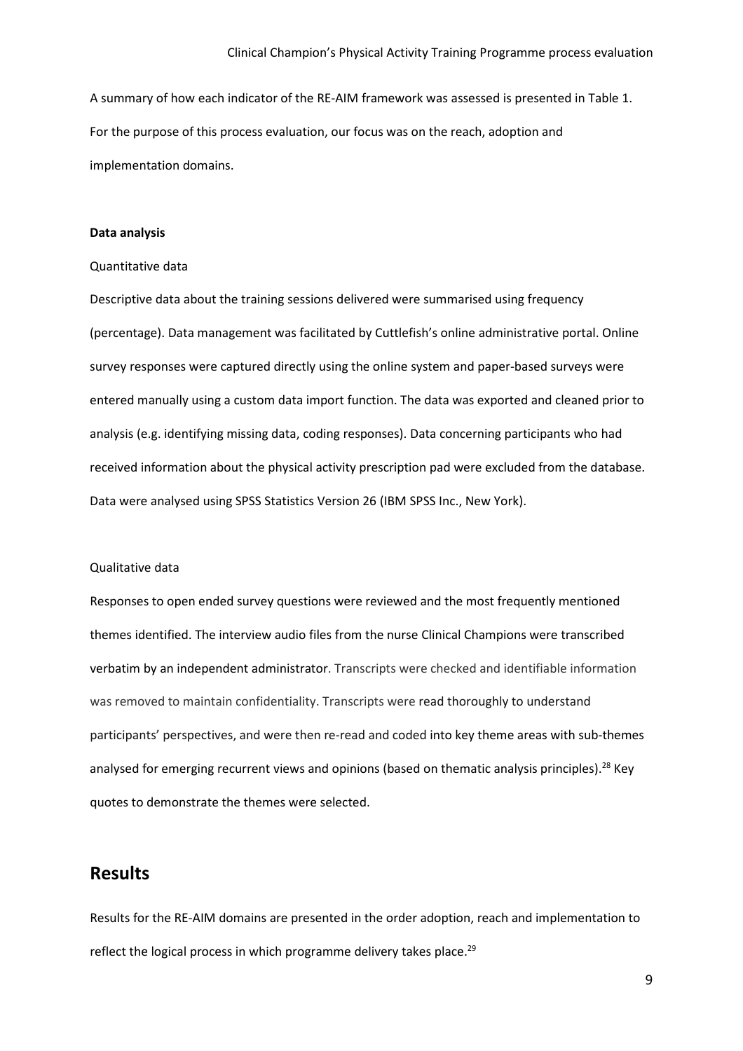A summary of how each indicator of the RE-AIM framework was assessed is presented in Table 1. For the purpose of this process evaluation, our focus was on the reach, adoption and implementation domains.

**Data analysis**

Quantitative data

Descriptive data about the training sessions delivered were summarised using frequency (percentage). Data management was facilitated by Cuttlefish's online administrative portal. Online survey responses were captured directly using the online system and paper-based surveys were entered manually using a custom data import function. The data was exported and cleaned prior to analysis (e.g. identifying missing data, coding responses). Data concerning participants who had received information about the physical activity prescription pad were excluded from the database. Data were analysed using SPSS Statistics Version 26 (IBM SPSS Inc., New York).

Qualitative data

Responses to open ended survey questions were reviewed and the most frequently mentioned themes identified. The interview audio files from the nurse Clinical Champions were transcribed verbatim by an independent administrator. Transcripts were checked and identifiable information was removed to maintain confidentiality. Transcripts were read thoroughly to understand participants' perspectives, and were then re-read and coded into key theme areas with sub-themes analysed for emerging recurrent views and opinions (based on thematic analysis principles).[28] Key quotes to demonstrate the themes were selected.

## Results

Results for the RE-AIM domains are presented in the order adoption, reach and implementation to reflect the logical process in which programme delivery takes place.[29]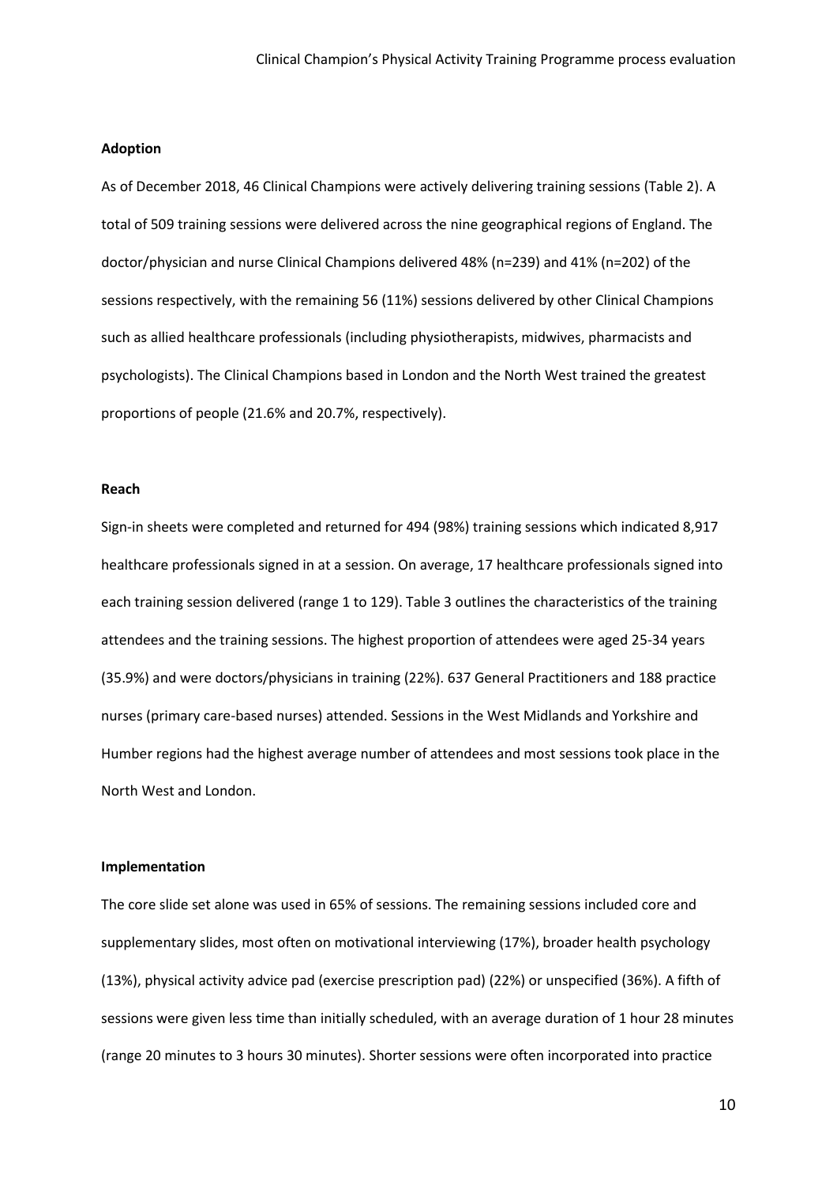### Adoption

As of December 2018, 46 Clinical Champions were actively delivering training sessions (Table 2). A total of 509 training sessions were delivered across the nine geographical regions of England. The doctor/physician and nurse Clinical Champions delivered 48% (n=239) and 41% (n=202) of the sessions respectively, with the remaining 56 (11%) sessions delivered by other Clinical Champions such as allied healthcare professionals (including physiotherapists, midwives, pharmacists and psychologists). The Clinical Champions based in London and the North West trained the greatest proportions of people (21.6% and 20.7%, respectively).

### Reach

Sign-in sheets were completed and returned for 494 (98%) training sessions which indicated 8,917 healthcare professionals signed in at a session. On average, 17 healthcare professionals signed into each training session delivered (range 1 to 129). Table 3 outlines the characteristics of the training attendees and the training sessions. The highest proportion of attendees were aged 25-34 years (35.9%) and were doctors/physicians in training (22%). 637 General Practitioners and 188 practice nurses (primary care-based nurses) attended. Sessions in the West Midlands and Yorkshire and Humber regions had the highest average number of attendees and most sessions took place in the North West and London.

### Implementation

The core slide set alone was used in 65% of sessions. The remaining sessions included core and supplementary slides, most often on motivational interviewing (17%), broader health psychology (13%), physical activity advice pad (exercise prescription pad) (22%) or unspecified (36%). A fifth of sessions were given less time than initially scheduled, with an average duration of 1 hour 28 minutes (range 20 minutes to 3 hours 30 minutes). Shorter sessions were often incorporated into practice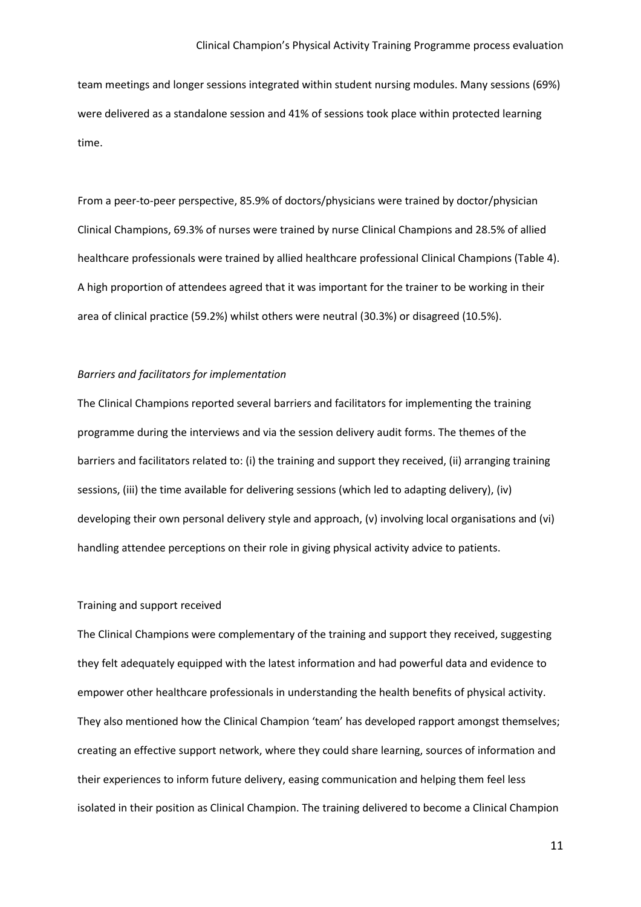team meetings and longer sessions integrated within student nursing modules. Many sessions (69%) were delivered as a standalone session and 41% of sessions took place within protected learning time.

From a peer-to-peer perspective, 85.9% of doctors/physicians were trained by doctor/physician Clinical Champions, 69.3% of nurses were trained by nurse Clinical Champions and 28.5% of allied healthcare professionals were trained by allied healthcare professional Clinical Champions (Table 4). A high proportion of attendees agreed that it was important for the trainer to be working in their area of clinical practice (59.2%) whilst others were neutral (30.3%) or disagreed (10.5%).

*Barriers and facilitators for implementation*

The Clinical Champions reported several barriers and facilitators for implementing the training programme during the interviews and via the session delivery audit forms. The themes of the barriers and facilitators related to: (i) the training and support they received, (ii) arranging training sessions, (iii) the time available for delivering sessions (which led to adapting delivery), (iv) developing their own personal delivery style and approach, (v) involving local organisations and (vi) handling attendee perceptions on their role in giving physical activity advice to patients.

Training and support received

The Clinical Champions were complementary of the training and support they received, suggesting they felt adequately equipped with the latest information and had powerful data and evidence to empower other healthcare professionals in understanding the health benefits of physical activity. They also mentioned how the Clinical Champion 'team' has developed rapport amongst themselves; creating an effective support network, where they could share learning, sources of information and their experiences to inform future delivery, easing communication and helping them feel less isolated in their position as Clinical Champion. The training delivered to become a Clinical Champion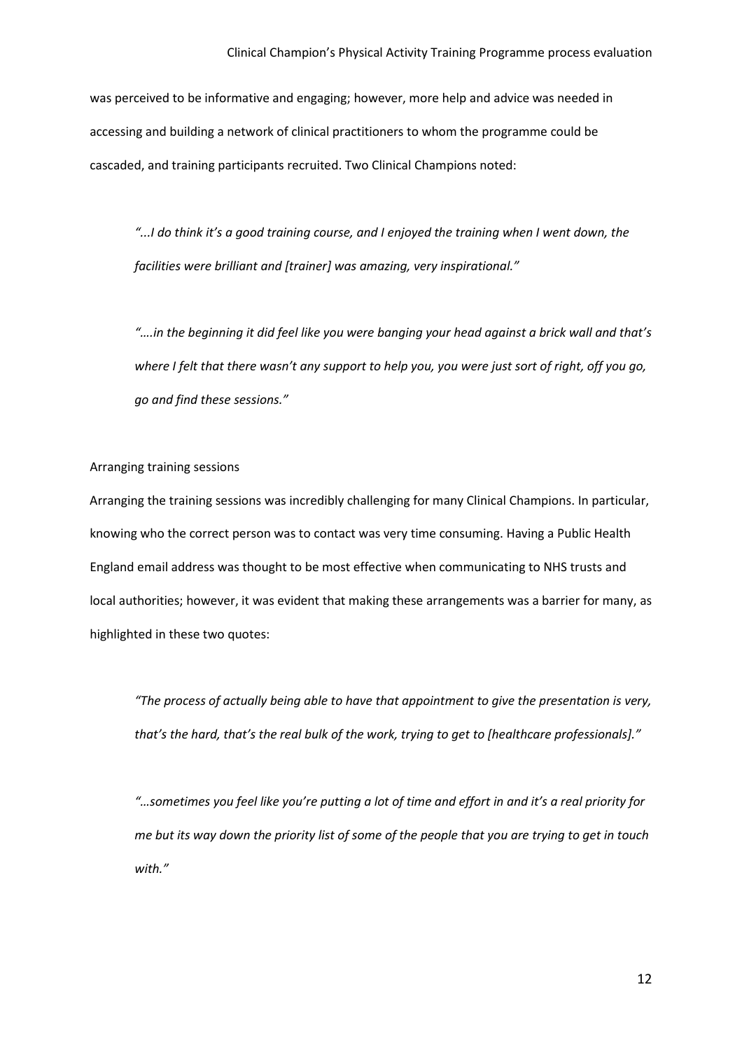was perceived to be informative and engaging; however, more help and advice was needed in accessing and building a network of clinical practitioners to whom the programme could be cascaded, and training participants recruited. Two Clinical Champions noted:

> *"...I do think it's a good training course, and I enjoyed the training when I went down, the facilities were brilliant and [trainer] was amazing, very inspirational."*

> *"….in the beginning it did feel like you were banging your head against a brick wall and that's where I felt that there wasn't any support to help you, you were just sort of right, off you go, go and find these sessions."*

### Arranging training sessions

Arranging the training sessions was incredibly challenging for many Clinical Champions. In particular, knowing who the correct person was to contact was very time consuming. Having a Public Health England email address was thought to be most effective when communicating to NHS trusts and local authorities; however, it was evident that making these arrangements was a barrier for many, as highlighted in these two quotes:

> *"The process of actually being able to have that appointment to give the presentation is very, that's the hard, that's the real bulk of the work, trying to get to [healthcare professionals]."*

> *"…sometimes you feel like you're putting a lot of time and effort in and it's a real priority for me but its way down the priority list of some of the people that you are trying to get in touch with."*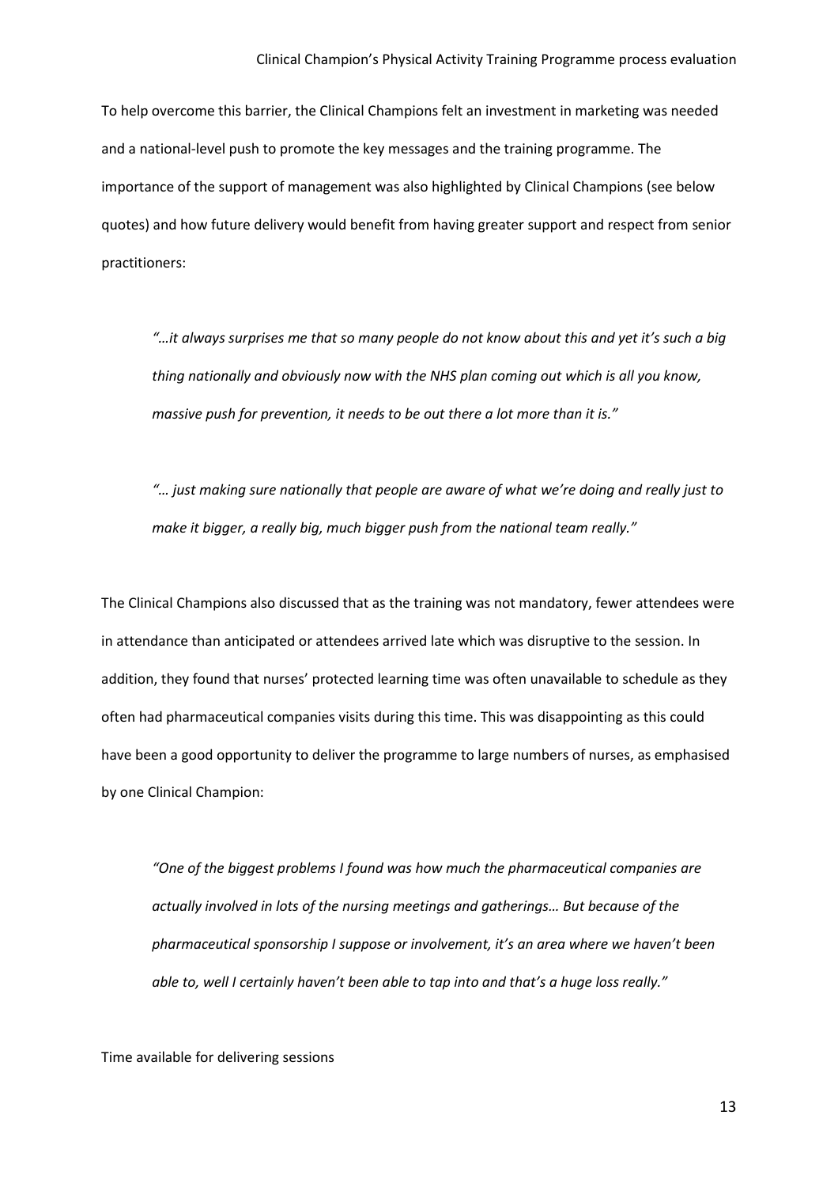To help overcome this barrier, the Clinical Champions felt an investment in marketing was needed and a national-level push to promote the key messages and the training programme. The importance of the support of management was also highlighted by Clinical Champions (see below quotes) and how future delivery would benefit from having greater support and respect from senior practitioners:

> *"…it always surprises me that so many people do not know about this and yet it's such a big thing nationally and obviously now with the NHS plan coming out which is all you know, massive push for prevention, it needs to be out there a lot more than it is."*

> *"… just making sure nationally that people are aware of what we're doing and really just to make it bigger, a really big, much bigger push from the national team really."*

The Clinical Champions also discussed that as the training was not mandatory, fewer attendees were in attendance than anticipated or attendees arrived late which was disruptive to the session. In addition, they found that nurses' protected learning time was often unavailable to schedule as they often had pharmaceutical companies visits during this time. This was disappointing as this could have been a good opportunity to deliver the programme to large numbers of nurses, as emphasised by one Clinical Champion:

> *"One of the biggest problems I found was how much the pharmaceutical companies are actually involved in lots of the nursing meetings and gatherings… But because of the pharmaceutical sponsorship I suppose or involvement, it's an area where we haven't been able to, well I certainly haven't been able to tap into and that's a huge loss really."*

Time available for delivering sessions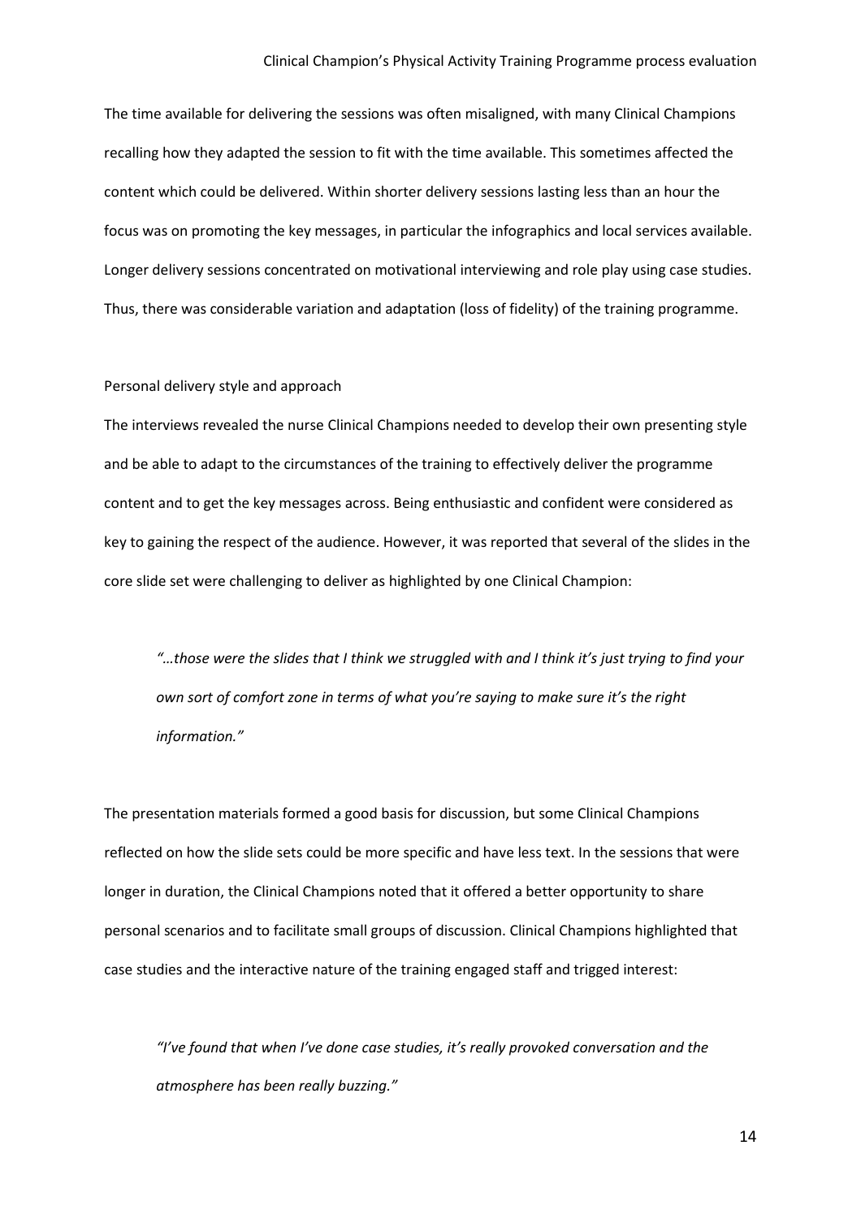The time available for delivering the sessions was often misaligned, with many Clinical Champions recalling how they adapted the session to fit with the time available. This sometimes affected the content which could be delivered. Within shorter delivery sessions lasting less than an hour the focus was on promoting the key messages, in particular the infographics and local services available. Longer delivery sessions concentrated on motivational interviewing and role play using case studies. Thus, there was considerable variation and adaptation (loss of fidelity) of the training programme.

### Personal delivery style and approach

The interviews revealed the nurse Clinical Champions needed to develop their own presenting style and be able to adapt to the circumstances of the training to effectively deliver the programme content and to get the key messages across. Being enthusiastic and confident were considered as key to gaining the respect of the audience. However, it was reported that several of the slides in the core slide set were challenging to deliver as highlighted by one Clinical Champion:

> *"…those were the slides that I think we struggled with and I think it's just trying to find your own sort of comfort zone in terms of what you're saying to make sure it's the right information."*

The presentation materials formed a good basis for discussion, but some Clinical Champions reflected on how the slide sets could be more specific and have less text. In the sessions that were longer in duration, the Clinical Champions noted that it offered a better opportunity to share personal scenarios and to facilitate small groups of discussion. Clinical Champions highlighted that case studies and the interactive nature of the training engaged staff and trigged interest:

> *"I've found that when I've done case studies, it's really provoked conversation and the atmosphere has been really buzzing."*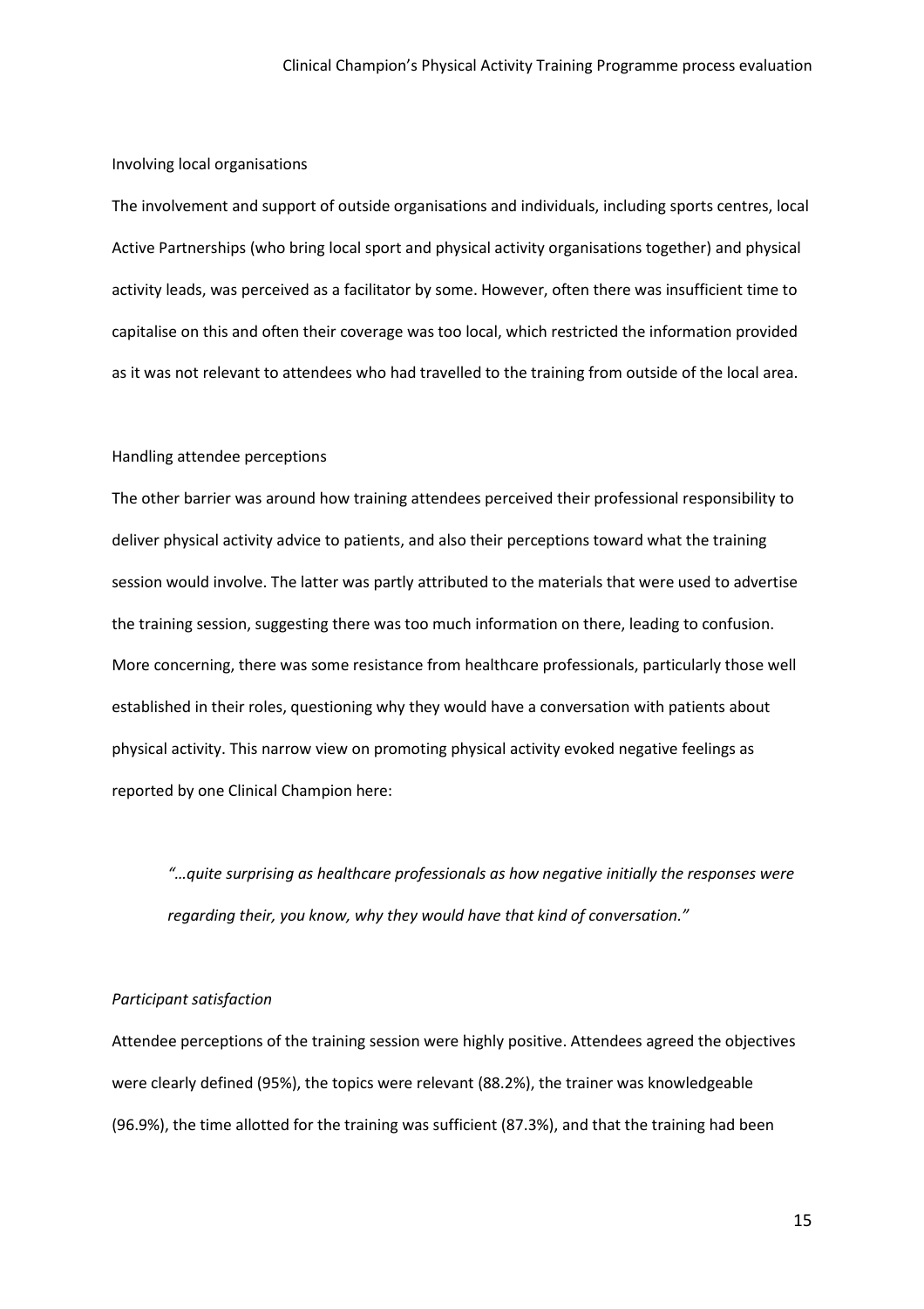Involving local organisations

The involvement and support of outside organisations and individuals, including sports centres, local Active Partnerships (who bring local sport and physical activity organisations together) and physical activity leads, was perceived as a facilitator by some. However, often there was insufficient time to capitalise on this and often their coverage was too local, which restricted the information provided as it was not relevant to attendees who had travelled to the training from outside of the local area.

Handling attendee perceptions

The other barrier was around how training attendees perceived their professional responsibility to deliver physical activity advice to patients, and also their perceptions toward what the training session would involve. The latter was partly attributed to the materials that were used to advertise the training session, suggesting there was too much information on there, leading to confusion. More concerning, there was some resistance from healthcare professionals, particularly those well established in their roles, questioning why they would have a conversation with patients about physical activity. This narrow view on promoting physical activity evoked negative feelings as reported by one Clinical Champion here:

> *"…quite surprising as healthcare professionals as how negative initially the responses were regarding their, you know, why they would have that kind of conversation."*

*Participant satisfaction*

Attendee perceptions of the training session were highly positive. Attendees agreed the objectives were clearly defined (95%), the topics were relevant (88.2%), the trainer was knowledgeable (96.9%), the time allotted for the training was sufficient (87.3%), and that the training had been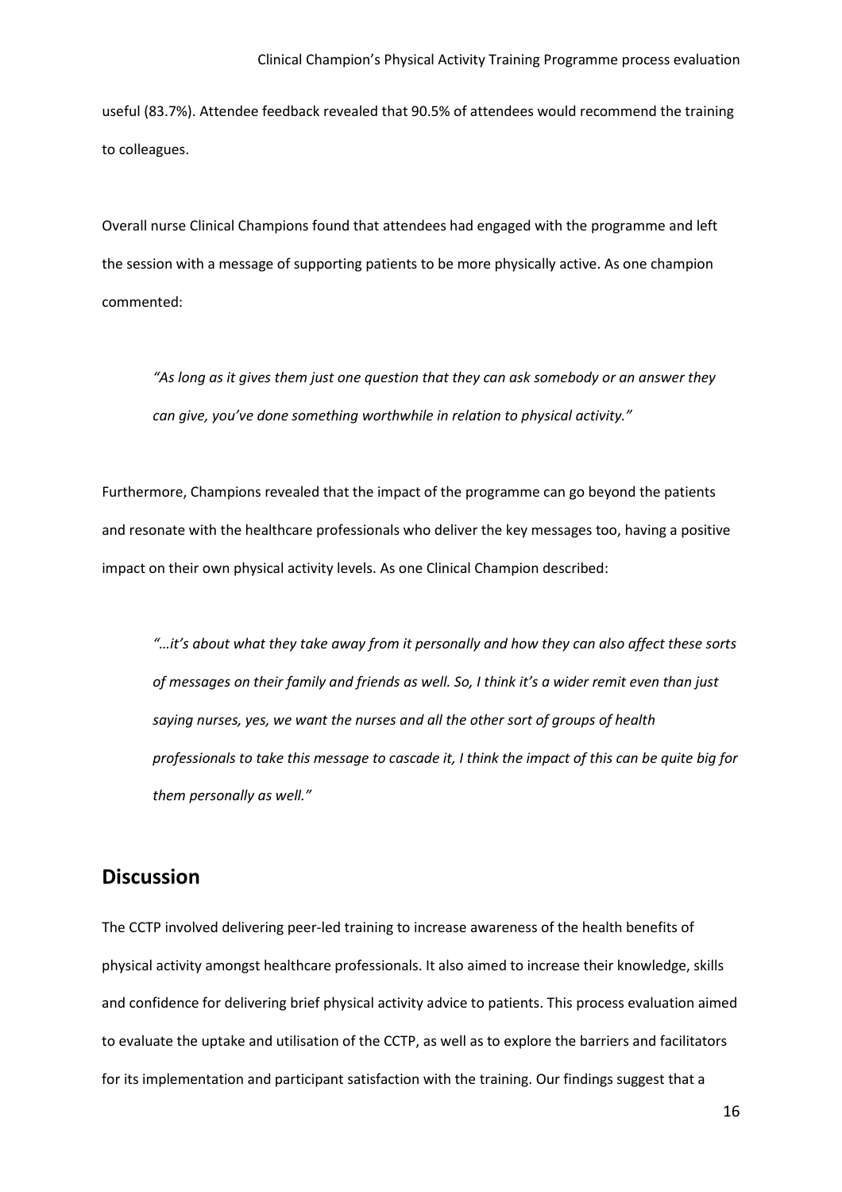useful (83.7%). Attendee feedback revealed that 90.5% of attendees would recommend the training to colleagues.

Overall nurse Clinical Champions found that attendees had engaged with the programme and left the session with a message of supporting patients to be more physically active. As one champion commented:

> *"As long as it gives them just one question that they can ask somebody or an answer they can give, you've done something worthwhile in relation to physical activity."*

Furthermore, Champions revealed that the impact of the programme can go beyond the patients and resonate with the healthcare professionals who deliver the key messages too, having a positive impact on their own physical activity levels. As one Clinical Champion described:

> *"…it's about what they take away from it personally and how they can also affect these sorts of messages on their family and friends as well. So, I think it's a wider remit even than just saying nurses, yes, we want the nurses and all the other sort of groups of health professionals to take this message to cascade it, I think the impact of this can be quite big for them personally as well."*

## Discussion

The CCTP involved delivering peer-led training to increase awareness of the health benefits of physical activity amongst healthcare professionals. It also aimed to increase their knowledge, skills and confidence for delivering brief physical activity advice to patients. This process evaluation aimed to evaluate the uptake and utilisation of the CCTP, as well as to explore the barriers and facilitators for its implementation and participant satisfaction with the training. Our findings suggest that a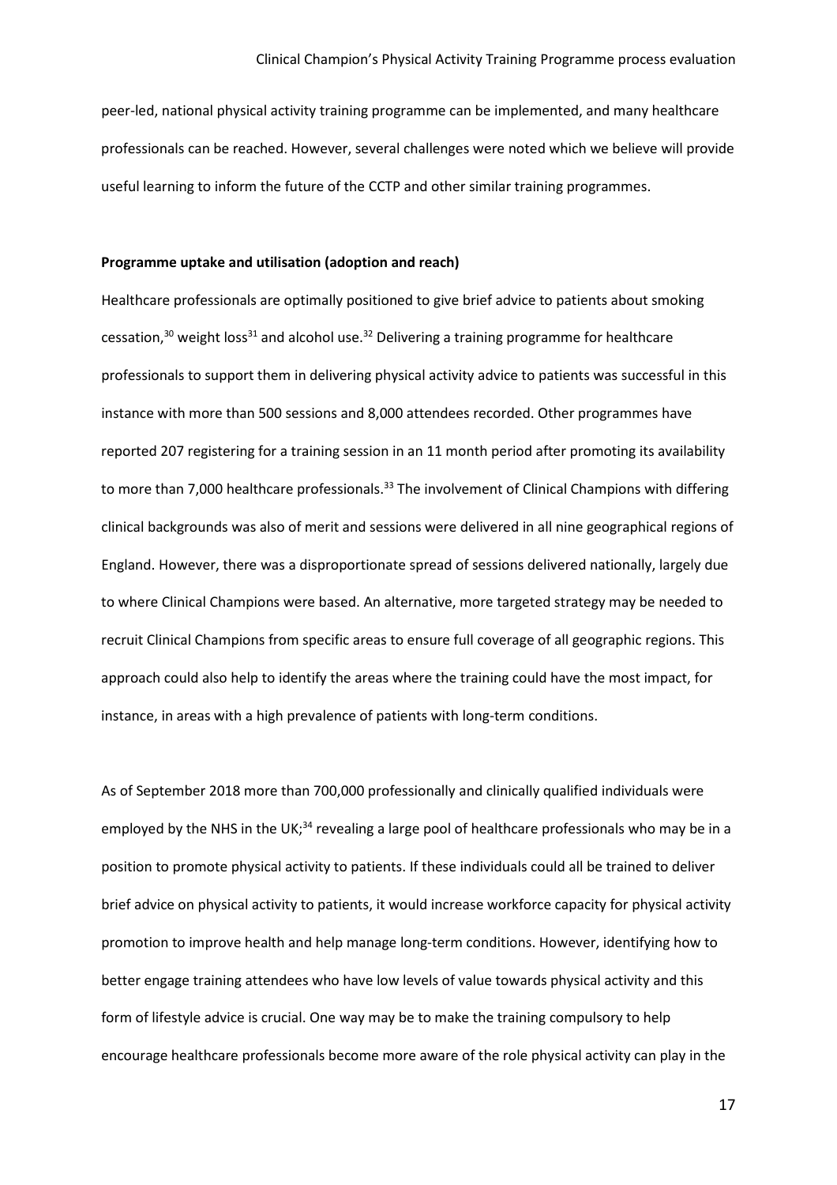peer-led, national physical activity training programme can be implemented, and many healthcare professionals can be reached. However, several challenges were noted which we believe will provide useful learning to inform the future of the CCTP and other similar training programmes.

**Programme uptake and utilisation (adoption and reach)**

Healthcare professionals are optimally positioned to give brief advice to patients about smoking cessation,[30] weight loss[31] and alcohol use.[32] Delivering a training programme for healthcare professionals to support them in delivering physical activity advice to patients was successful in this instance with more than 500 sessions and 8,000 attendees recorded. Other programmes have reported 207 registering for a training session in an 11 month period after promoting its availability to more than 7,000 healthcare professionals.[33] The involvement of Clinical Champions with differing clinical backgrounds was also of merit and sessions were delivered in all nine geographical regions of England. However, there was a disproportionate spread of sessions delivered nationally, largely due to where Clinical Champions were based. An alternative, more targeted strategy may be needed to recruit Clinical Champions from specific areas to ensure full coverage of all geographic regions. This approach could also help to identify the areas where the training could have the most impact, for instance, in areas with a high prevalence of patients with long-term conditions.

As of September 2018 more than 700,000 professionally and clinically qualified individuals were employed by the NHS in the UK;[34] revealing a large pool of healthcare professionals who may be in a position to promote physical activity to patients. If these individuals could all be trained to deliver brief advice on physical activity to patients, it would increase workforce capacity for physical activity promotion to improve health and help manage long-term conditions. However, identifying how to better engage training attendees who have low levels of value towards physical activity and this form of lifestyle advice is crucial. One way may be to make the training compulsory to help encourage healthcare professionals become more aware of the role physical activity can play in the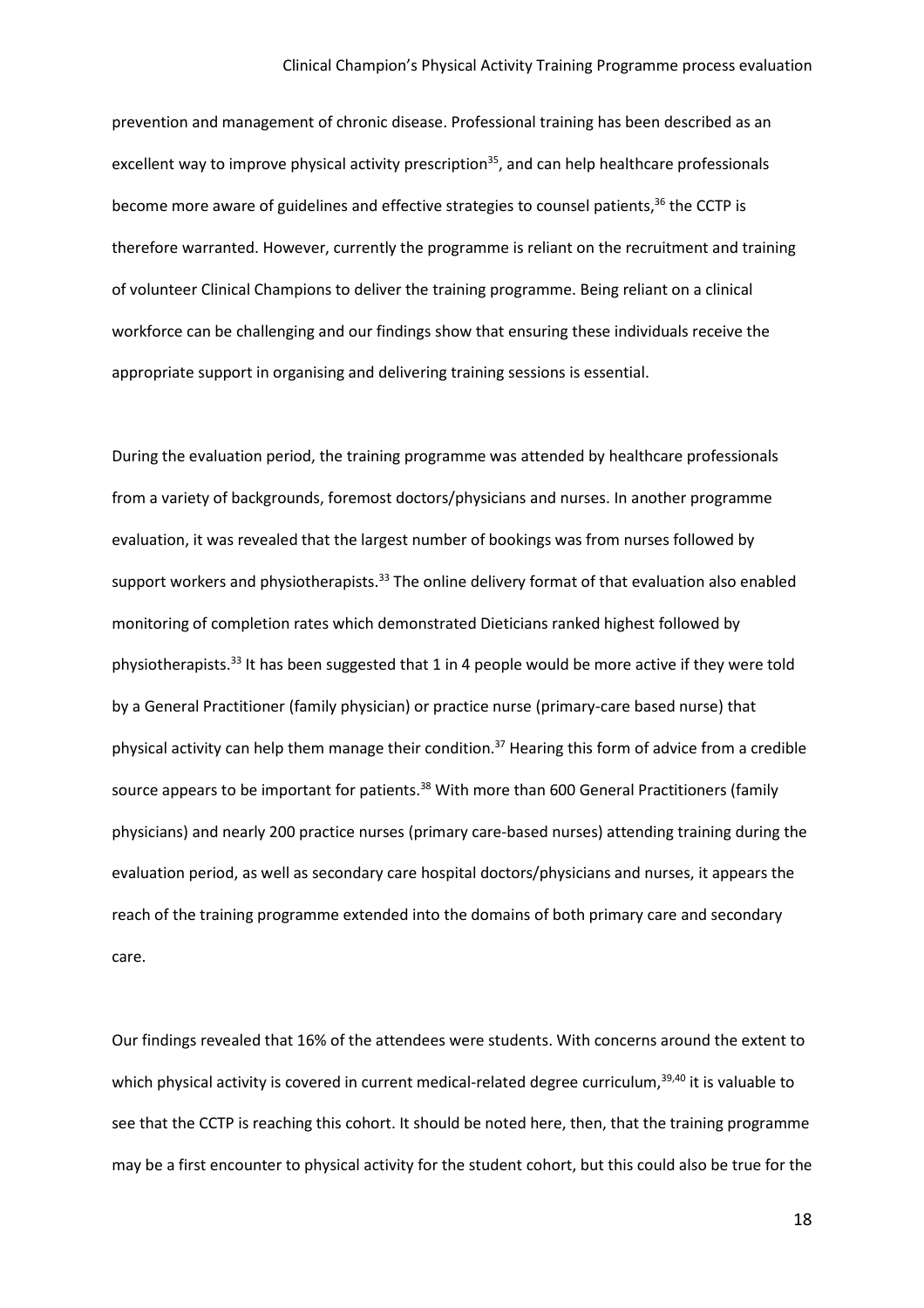prevention and management of chronic disease. Professional training has been described as an excellent way to improve physical activity prescription[35], and can help healthcare professionals become more aware of guidelines and effective strategies to counsel patients,[36] the CCTP is therefore warranted. However, currently the programme is reliant on the recruitment and training of volunteer Clinical Champions to deliver the training programme. Being reliant on a clinical workforce can be challenging and our findings show that ensuring these individuals receive the appropriate support in organising and delivering training sessions is essential.

During the evaluation period, the training programme was attended by healthcare professionals from a variety of backgrounds, foremost doctors/physicians and nurses. In another programme evaluation, it was revealed that the largest number of bookings was from nurses followed by support workers and physiotherapists.[33] The online delivery format of that evaluation also enabled monitoring of completion rates which demonstrated Dieticians ranked highest followed by physiotherapists.[33] It has been suggested that 1 in 4 people would be more active if they were told by a General Practitioner (family physician) or practice nurse (primary-care based nurse) that physical activity can help them manage their condition.[37] Hearing this form of advice from a credible source appears to be important for patients.[38] With more than 600 General Practitioners (family physicians) and nearly 200 practice nurses (primary care-based nurses) attending training during the evaluation period, as well as secondary care hospital doctors/physicians and nurses, it appears the reach of the training programme extended into the domains of both primary care and secondary care.

Our findings revealed that 16% of the attendees were students. With concerns around the extent to which physical activity is covered in current medical-related degree curriculum,[39,40] it is valuable to see that the CCTP is reaching this cohort. It should be noted here, then, that the training programme may be a first encounter to physical activity for the student cohort, but this could also be true for the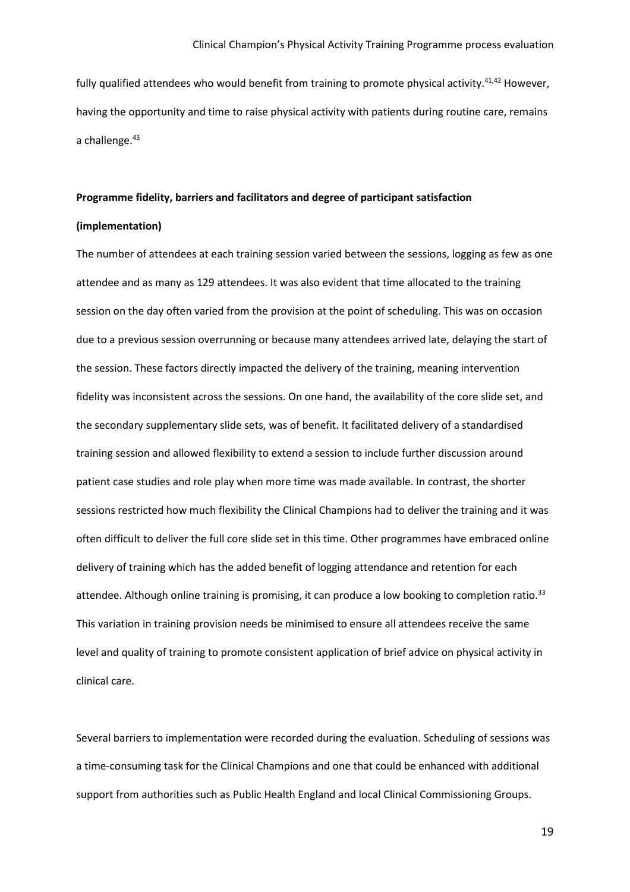fully qualified attendees who would benefit from training to promote physical activity.[41,42] However, having the opportunity and time to raise physical activity with patients during routine care, remains a challenge.[43]

**Programme fidelity, barriers and facilitators and degree of participant satisfaction (implementation)**

The number of attendees at each training session varied between the sessions, logging as few as one attendee and as many as 129 attendees. It was also evident that time allocated to the training session on the day often varied from the provision at the point of scheduling. This was on occasion due to a previous session overrunning or because many attendees arrived late, delaying the start of the session. These factors directly impacted the delivery of the training, meaning intervention fidelity was inconsistent across the sessions. On one hand, the availability of the core slide set, and the secondary supplementary slide sets, was of benefit. It facilitated delivery of a standardised training session and allowed flexibility to extend a session to include further discussion around patient case studies and role play when more time was made available. In contrast, the shorter sessions restricted how much flexibility the Clinical Champions had to deliver the training and it was often difficult to deliver the full core slide set in this time. Other programmes have embraced online delivery of training which has the added benefit of logging attendance and retention for each attendee. Although online training is promising, it can produce a low booking to completion ratio.[33] This variation in training provision needs be minimised to ensure all attendees receive the same level and quality of training to promote consistent application of brief advice on physical activity in clinical care.

Several barriers to implementation were recorded during the evaluation. Scheduling of sessions was a time-consuming task for the Clinical Champions and one that could be enhanced with additional support from authorities such as Public Health England and local Clinical Commissioning Groups.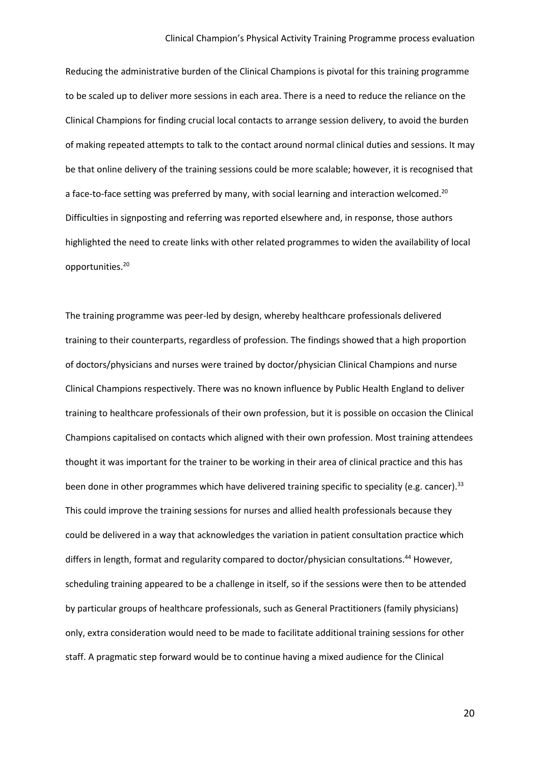Reducing the administrative burden of the Clinical Champions is pivotal for this training programme to be scaled up to deliver more sessions in each area. There is a need to reduce the reliance on the Clinical Champions for finding crucial local contacts to arrange session delivery, to avoid the burden of making repeated attempts to talk to the contact around normal clinical duties and sessions. It may be that online delivery of the training sessions could be more scalable; however, it is recognised that a face-to-face setting was preferred by many, with social learning and interaction welcomed.[20] Difficulties in signposting and referring was reported elsewhere and, in response, those authors highlighted the need to create links with other related programmes to widen the availability of local opportunities.[20]

The training programme was peer-led by design, whereby healthcare professionals delivered training to their counterparts, regardless of profession. The findings showed that a high proportion of doctors/physicians and nurses were trained by doctor/physician Clinical Champions and nurse Clinical Champions respectively. There was no known influence by Public Health England to deliver training to healthcare professionals of their own profession, but it is possible on occasion the Clinical Champions capitalised on contacts which aligned with their own profession. Most training attendees thought it was important for the trainer to be working in their area of clinical practice and this has been done in other programmes which have delivered training specific to speciality (e.g. cancer).[33] This could improve the training sessions for nurses and allied health professionals because they could be delivered in a way that acknowledges the variation in patient consultation practice which differs in length, format and regularity compared to doctor/physician consultations.[44] However, scheduling training appeared to be a challenge in itself, so if the sessions were then to be attended by particular groups of healthcare professionals, such as General Practitioners (family physicians) only, extra consideration would need to be made to facilitate additional training sessions for other staff. A pragmatic step forward would be to continue having a mixed audience for the Clinical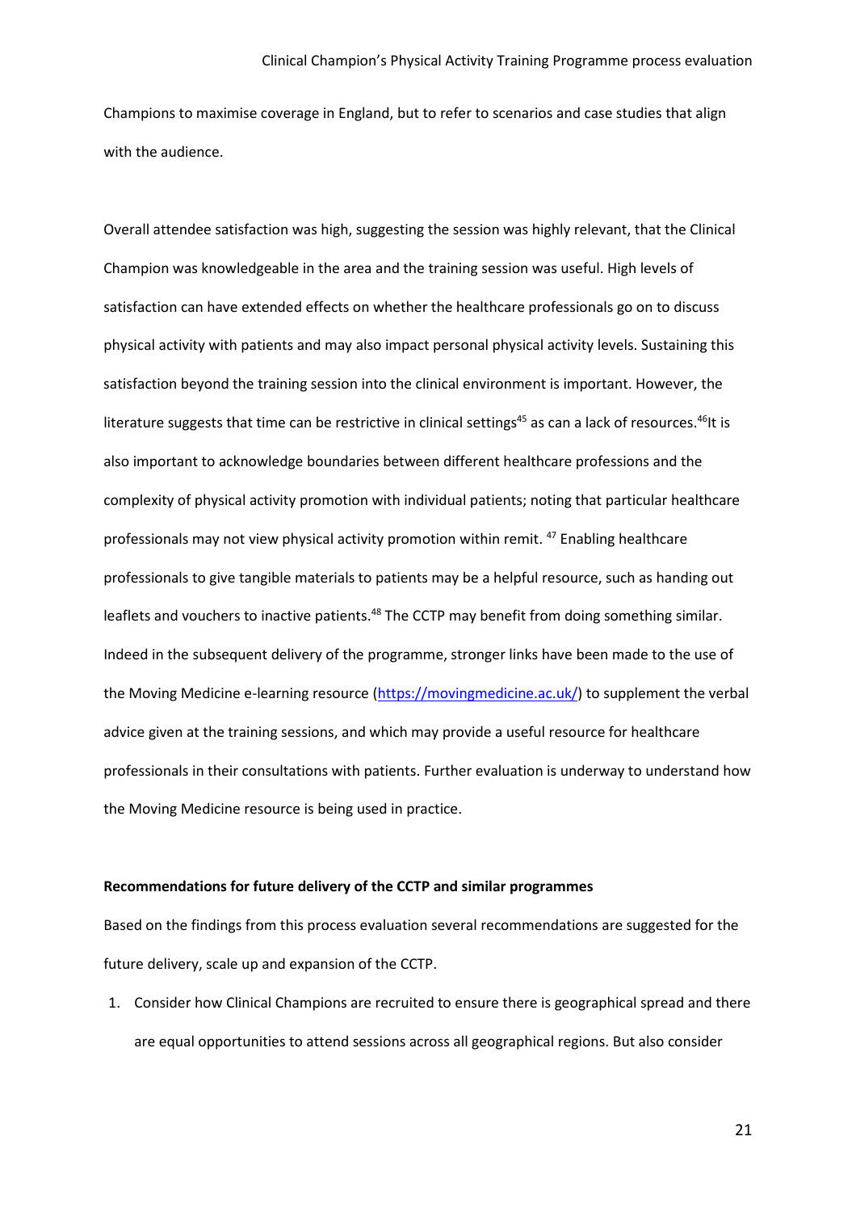Champions to maximise coverage in England, but to refer to scenarios and case studies that align with the audience.

Overall attendee satisfaction was high, suggesting the session was highly relevant, that the Clinical Champion was knowledgeable in the area and the training session was useful. High levels of satisfaction can have extended effects on whether the healthcare professionals go on to discuss physical activity with patients and may also impact personal physical activity levels. Sustaining this satisfaction beyond the training session into the clinical environment is important. However, the literature suggests that time can be restrictive in clinical settings[45] as can a lack of resources.[46]It is also important to acknowledge boundaries between different healthcare professions and the complexity of physical activity promotion with individual patients; noting that particular healthcare professionals may not view physical activity promotion within remit. [47] Enabling healthcare professionals to give tangible materials to patients may be a helpful resource, such as handing out leaflets and vouchers to inactive patients.[48] The CCTP may benefit from doing something similar. Indeed in the subsequent delivery of the programme, stronger links have been made to the use of the Moving Medicine e-learning resource (https://movingmedicine.ac.uk/) to supplement the verbal advice given at the training sessions, and which may provide a useful resource for healthcare professionals in their consultations with patients. Further evaluation is underway to understand how the Moving Medicine resource is being used in practice.

**Recommendations for future delivery of the CCTP and similar programmes**

Based on the findings from this process evaluation several recommendations are suggested for the future delivery, scale up and expansion of the CCTP.

1. Consider how Clinical Champions are recruited to ensure there is geographical spread and there are equal opportunities to attend sessions across all geographical regions. But also consider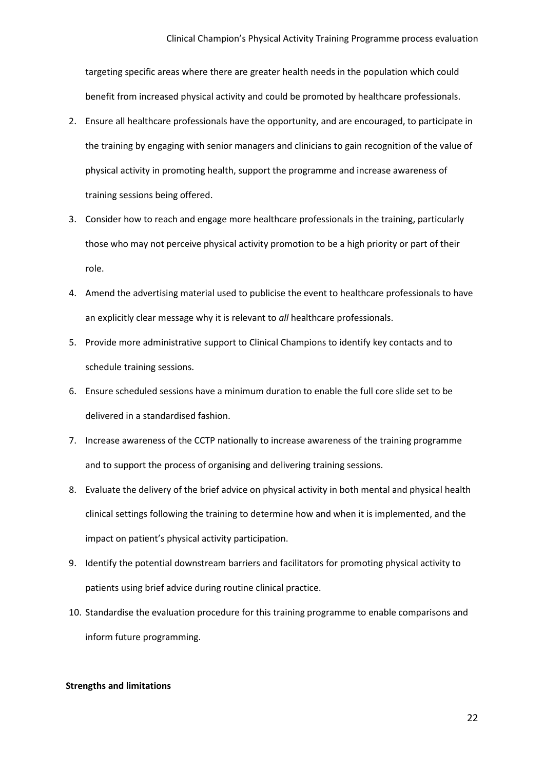targeting specific areas where there are greater health needs in the population which could benefit from increased physical activity and could be promoted by healthcare professionals.

2. Ensure all healthcare professionals have the opportunity, and are encouraged, to participate in the training by engaging with senior managers and clinicians to gain recognition of the value of physical activity in promoting health, support the programme and increase awareness of training sessions being offered.
3. Consider how to reach and engage more healthcare professionals in the training, particularly those who may not perceive physical activity promotion to be a high priority or part of their role.
4. Amend the advertising material used to publicise the event to healthcare professionals to have an explicitly clear message why it is relevant to *all* healthcare professionals.
5. Provide more administrative support to Clinical Champions to identify key contacts and to schedule training sessions.
6. Ensure scheduled sessions have a minimum duration to enable the full core slide set to be delivered in a standardised fashion.
7. Increase awareness of the CCTP nationally to increase awareness of the training programme and to support the process of organising and delivering training sessions.
8. Evaluate the delivery of the brief advice on physical activity in both mental and physical health clinical settings following the training to determine how and when it is implemented, and the impact on patient's physical activity participation.
9. Identify the potential downstream barriers and facilitators for promoting physical activity to patients using brief advice during routine clinical practice.
10. Standardise the evaluation procedure for this training programme to enable comparisons and inform future programming.

**Strengths and limitations**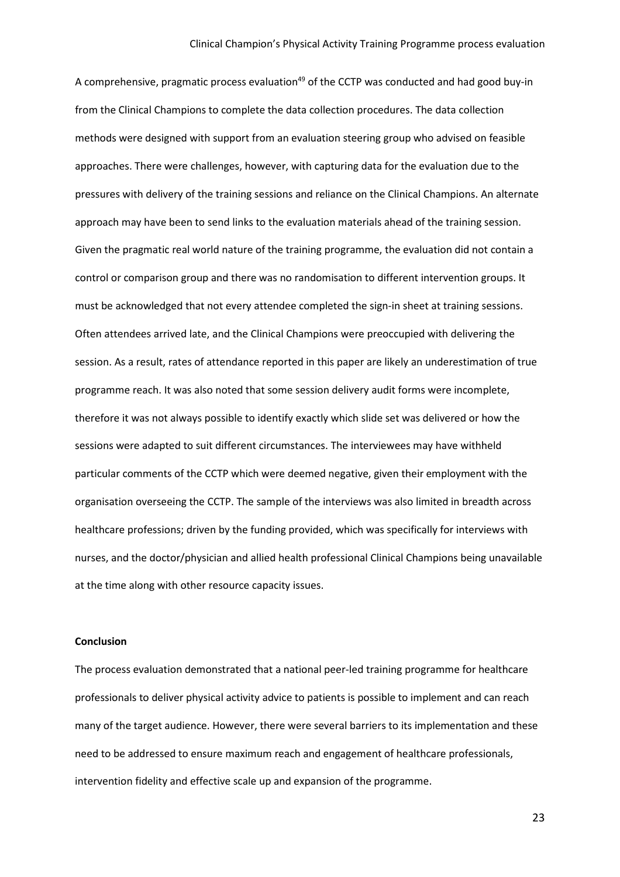A comprehensive, pragmatic process evaluation[49] of the CCTP was conducted and had good buy-in from the Clinical Champions to complete the data collection procedures. The data collection methods were designed with support from an evaluation steering group who advised on feasible approaches. There were challenges, however, with capturing data for the evaluation due to the pressures with delivery of the training sessions and reliance on the Clinical Champions. An alternate approach may have been to send links to the evaluation materials ahead of the training session. Given the pragmatic real world nature of the training programme, the evaluation did not contain a control or comparison group and there was no randomisation to different intervention groups. It must be acknowledged that not every attendee completed the sign-in sheet at training sessions. Often attendees arrived late, and the Clinical Champions were preoccupied with delivering the session. As a result, rates of attendance reported in this paper are likely an underestimation of true programme reach. It was also noted that some session delivery audit forms were incomplete, therefore it was not always possible to identify exactly which slide set was delivered or how the sessions were adapted to suit different circumstances. The interviewees may have withheld particular comments of the CCTP which were deemed negative, given their employment with the organisation overseeing the CCTP. The sample of the interviews was also limited in breadth across healthcare professions; driven by the funding provided, which was specifically for interviews with nurses, and the doctor/physician and allied health professional Clinical Champions being unavailable at the time along with other resource capacity issues.

**Conclusion**

The process evaluation demonstrated that a national peer-led training programme for healthcare professionals to deliver physical activity advice to patients is possible to implement and can reach many of the target audience. However, there were several barriers to its implementation and these need to be addressed to ensure maximum reach and engagement of healthcare professionals, intervention fidelity and effective scale up and expansion of the programme.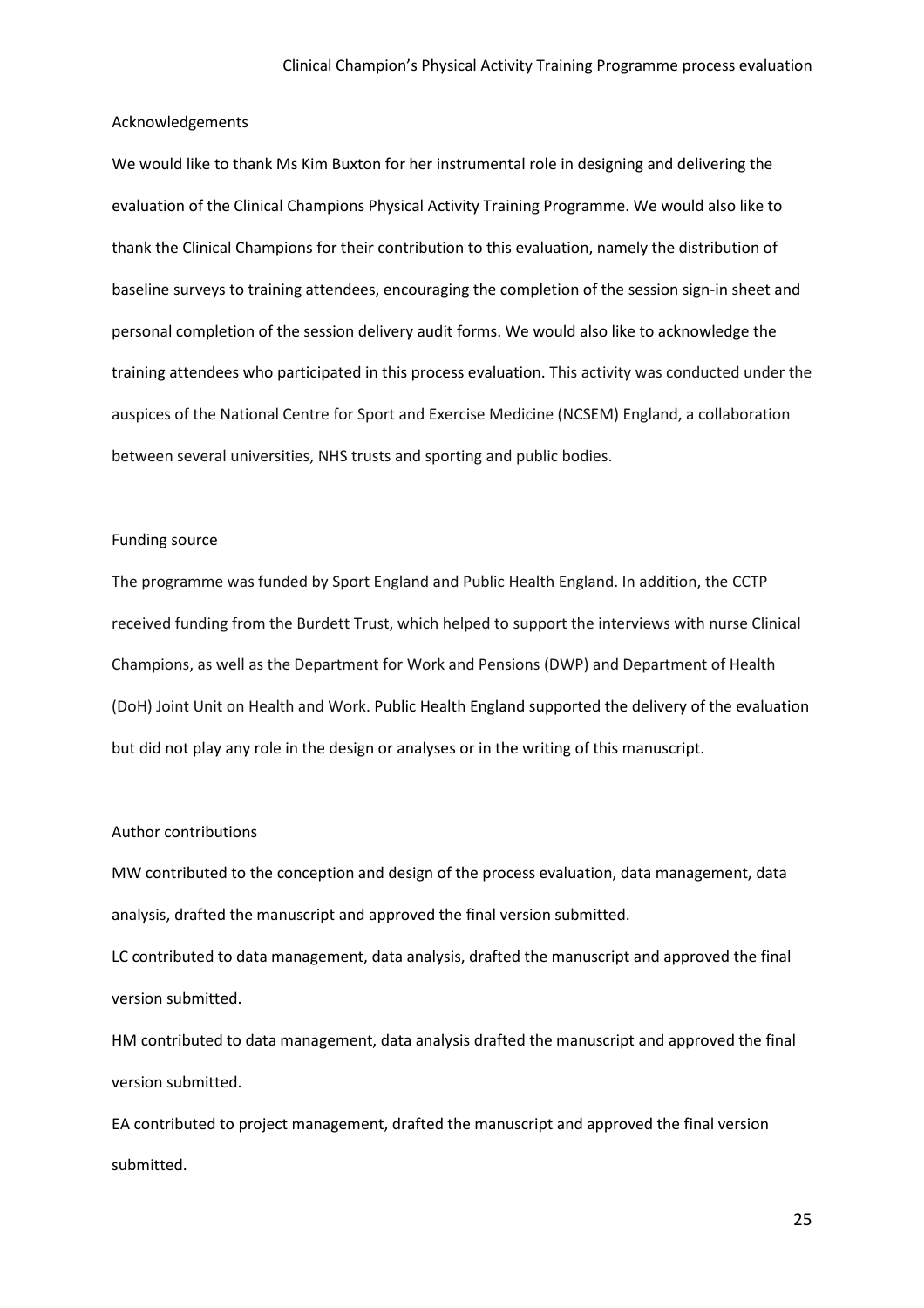## Acknowledgements

We would like to thank Ms Kim Buxton for her instrumental role in designing and delivering the evaluation of the Clinical Champions Physical Activity Training Programme. We would also like to thank the Clinical Champions for their contribution to this evaluation, namely the distribution of baseline surveys to training attendees, encouraging the completion of the session sign-in sheet and personal completion of the session delivery audit forms. We would also like to acknowledge the training attendees who participated in this process evaluation. This activity was conducted under the auspices of the National Centre for Sport and Exercise Medicine (NCSEM) England, a collaboration between several universities, NHS trusts and sporting and public bodies.

## Funding source

The programme was funded by Sport England and Public Health England. In addition, the CCTP received funding from the Burdett Trust, which helped to support the interviews with nurse Clinical Champions, as well as the Department for Work and Pensions (DWP) and Department of Health (DoH) Joint Unit on Health and Work. Public Health England supported the delivery of the evaluation but did not play any role in the design or analyses or in the writing of this manuscript.

## Author contributions

MW contributed to the conception and design of the process evaluation, data management, data analysis, drafted the manuscript and approved the final version submitted.

LC contributed to data management, data analysis, drafted the manuscript and approved the final version submitted.

HM contributed to data management, data analysis drafted the manuscript and approved the final version submitted.

EA contributed to project management, drafted the manuscript and approved the final version submitted.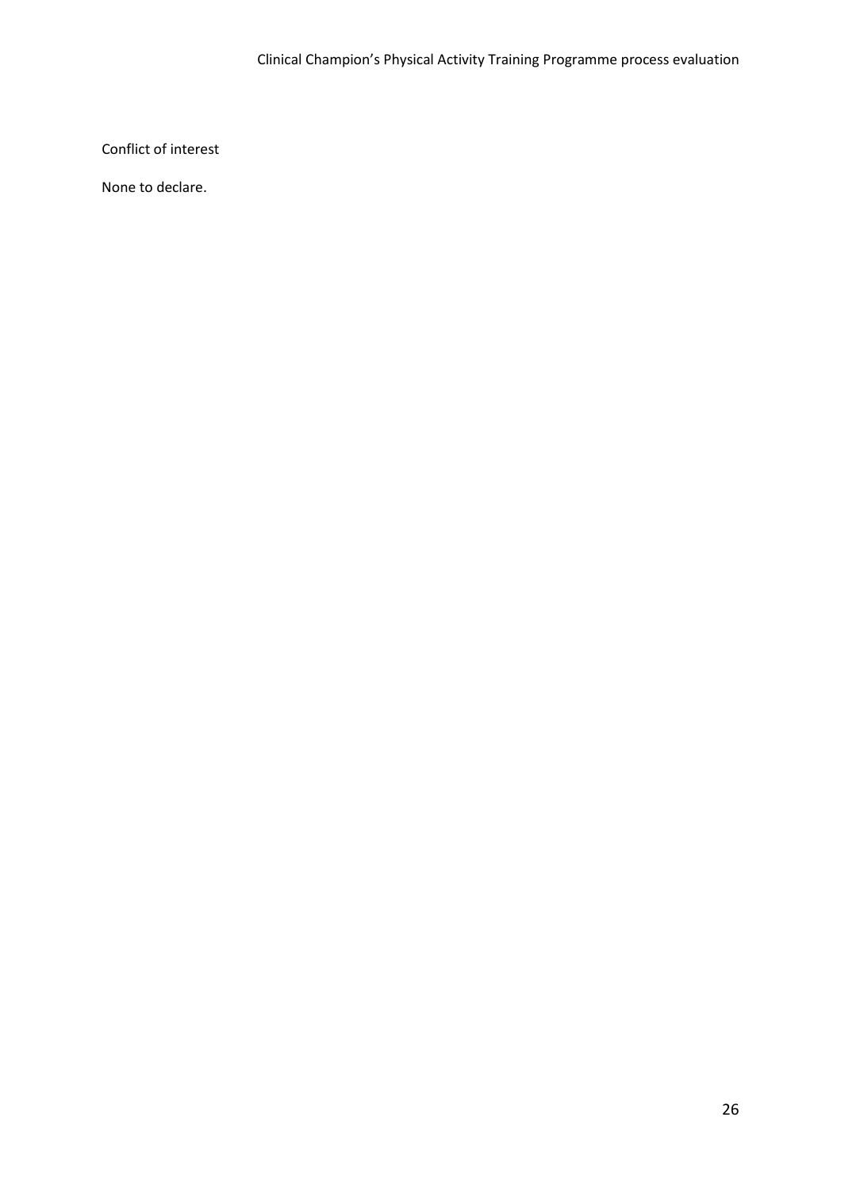Conflict of interest

None to declare.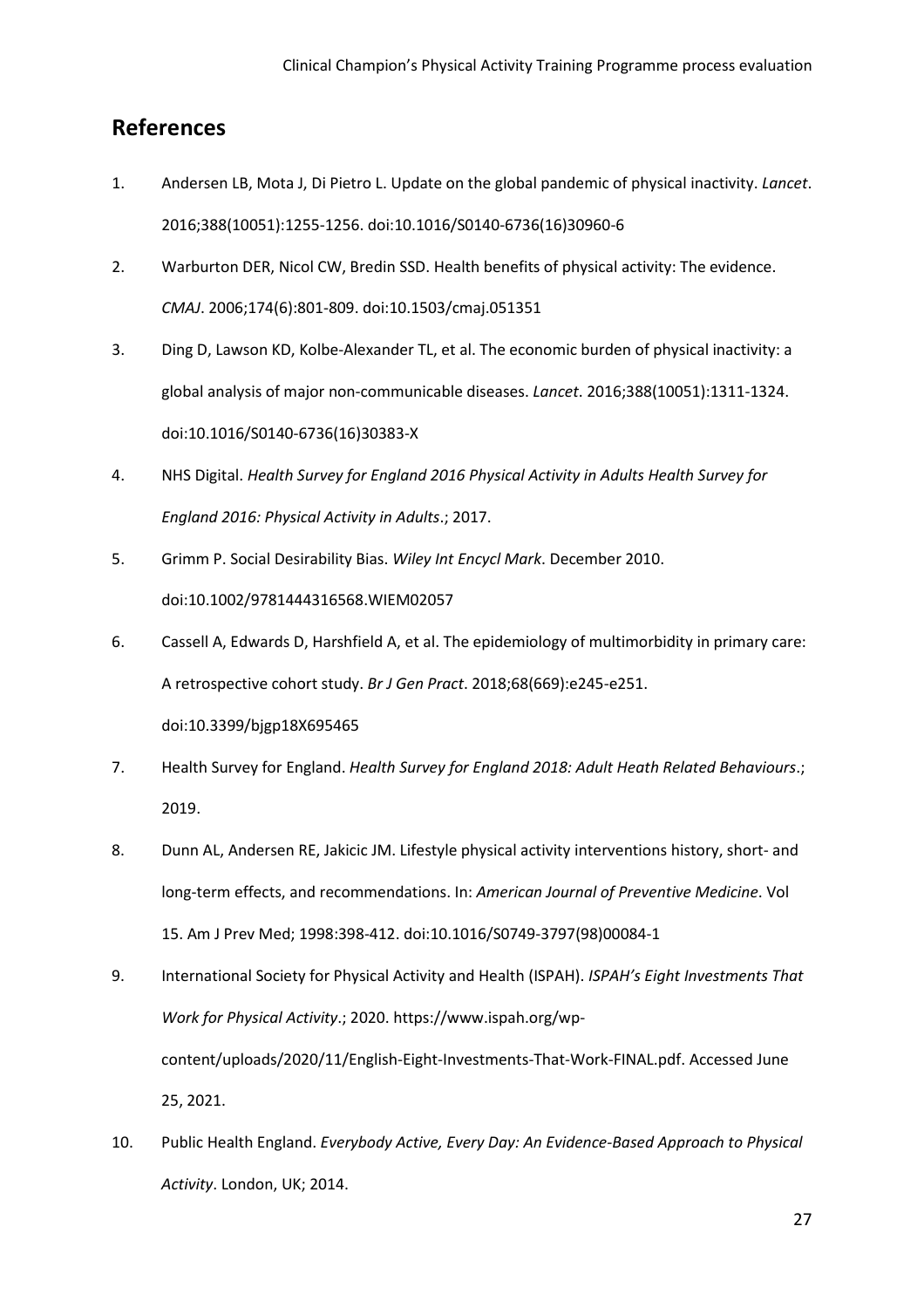## References

1. Andersen LB, Mota J, Di Pietro L. Update on the global pandemic of physical inactivity. *Lancet*. 2016;388(10051):1255-1256. doi:10.1016/S0140-6736(16)30960-6
2. Warburton DER, Nicol CW, Bredin SSD. Health benefits of physical activity: The evidence. *CMAJ*. 2006;174(6):801-809. doi:10.1503/cmaj.051351
3. Ding D, Lawson KD, Kolbe-Alexander TL, et al. The economic burden of physical inactivity: a global analysis of major non-communicable diseases. *Lancet*. 2016;388(10051):1311-1324. doi:10.1016/S0140-6736(16)30383-X
4. NHS Digital. *Health Survey for England 2016 Physical Activity in Adults Health Survey for England 2016: Physical Activity in Adults*.; 2017.
5. Grimm P. Social Desirability Bias. *Wiley Int Encycl Mark*. December 2010. doi:10.1002/9781444316568.WIEM02057
6. Cassell A, Edwards D, Harshfield A, et al. The epidemiology of multimorbidity in primary care: A retrospective cohort study. *Br J Gen Pract*. 2018;68(669):e245-e251. doi:10.3399/bjgp18X695465
7. Health Survey for England. *Health Survey for England 2018: Adult Heath Related Behaviours*.; 2019.
8. Dunn AL, Andersen RE, Jakicic JM. Lifestyle physical activity interventions history, short- and long-term effects, and recommendations. In: *American Journal of Preventive Medicine*. Vol 15. Am J Prev Med; 1998:398-412. doi:10.1016/S0749-3797(98)00084-1
9. International Society for Physical Activity and Health (ISPAH). *ISPAH's Eight Investments That Work for Physical Activity*.; 2020. https://www.ispah.org/wp-content/uploads/2020/11/English-Eight-Investments-That-Work-FINAL.pdf. Accessed June 25, 2021.
10. Public Health England. *Everybody Active, Every Day: An Evidence-Based Approach to Physical Activity*. London, UK; 2014.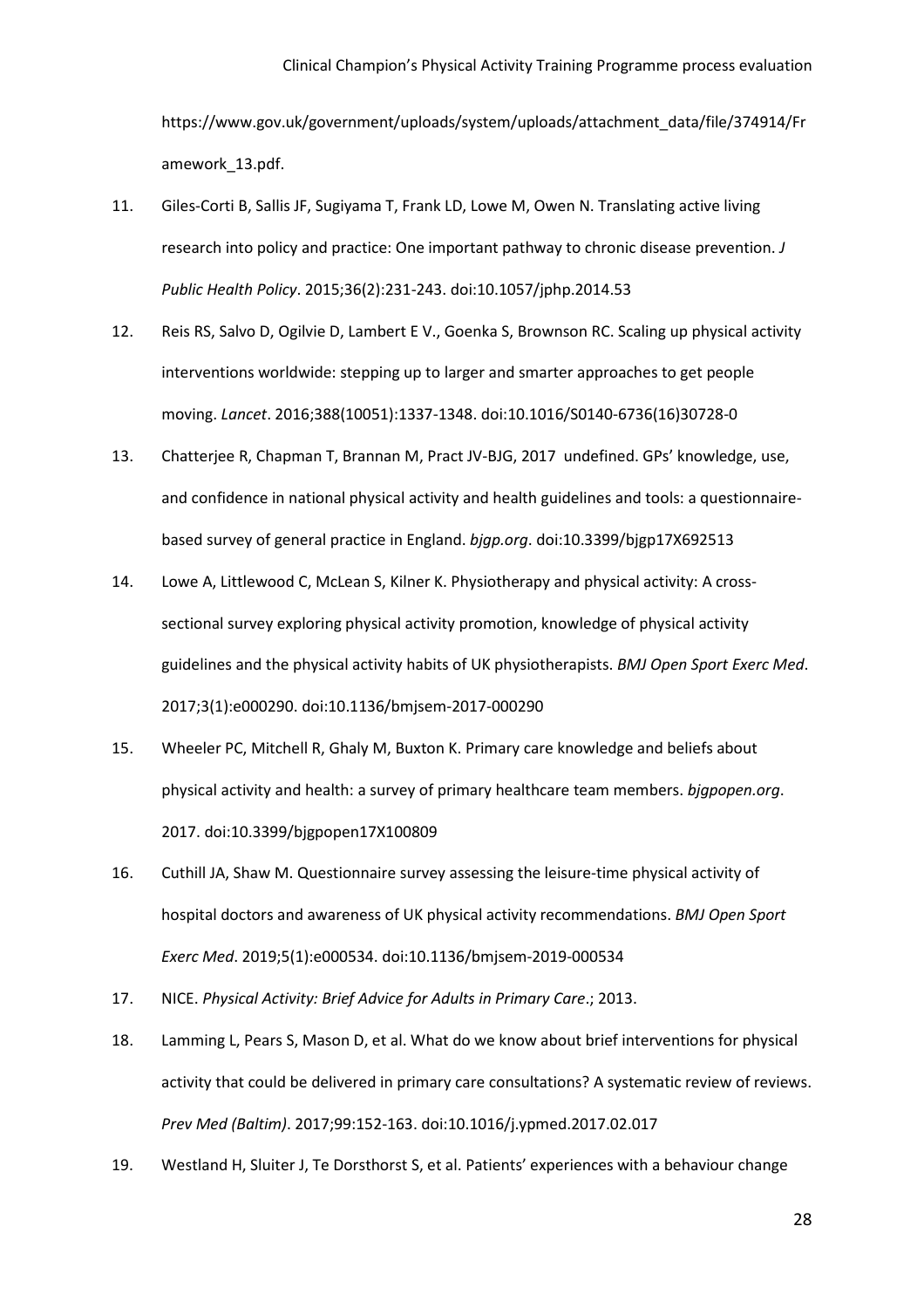https://www.gov.uk/government/uploads/system/uploads/attachment_data/file/374914/Framework_13.pdf.

11. Giles-Corti B, Sallis JF, Sugiyama T, Frank LD, Lowe M, Owen N. Translating active living research into policy and practice: One important pathway to chronic disease prevention. *J Public Health Policy*. 2015;36(2):231-243. doi:10.1057/jphp.2014.53
12. Reis RS, Salvo D, Ogilvie D, Lambert E V., Goenka S, Brownson RC. Scaling up physical activity interventions worldwide: stepping up to larger and smarter approaches to get people moving. *Lancet*. 2016;388(10051):1337-1348. doi:10.1016/S0140-6736(16)30728-0
13. Chatterjee R, Chapman T, Brannan M, Pract JV-BJG, 2017 undefined. GPs' knowledge, use, and confidence in national physical activity and health guidelines and tools: a questionnaire-based survey of general practice in England. *bjgp.org*. doi:10.3399/bjgp17X692513
14. Lowe A, Littlewood C, McLean S, Kilner K. Physiotherapy and physical activity: A cross-sectional survey exploring physical activity promotion, knowledge of physical activity guidelines and the physical activity habits of UK physiotherapists. *BMJ Open Sport Exerc Med*. 2017;3(1):e000290. doi:10.1136/bmjsem-2017-000290
15. Wheeler PC, Mitchell R, Ghaly M, Buxton K. Primary care knowledge and beliefs about physical activity and health: a survey of primary healthcare team members. *bjgpopen.org*. 2017. doi:10.3399/bjgpopen17X100809
16. Cuthill JA, Shaw M. Questionnaire survey assessing the leisure-time physical activity of hospital doctors and awareness of UK physical activity recommendations. *BMJ Open Sport Exerc Med*. 2019;5(1):e000534. doi:10.1136/bmjsem-2019-000534
17. NICE. *Physical Activity: Brief Advice for Adults in Primary Care*.; 2013.
18. Lamming L, Pears S, Mason D, et al. What do we know about brief interventions for physical activity that could be delivered in primary care consultations? A systematic review of reviews. *Prev Med (Baltim)*. 2017;99:152-163. doi:10.1016/j.ypmed.2017.02.017
19. Westland H, Sluiter J, Te Dorsthorst S, et al. Patients' experiences with a behaviour change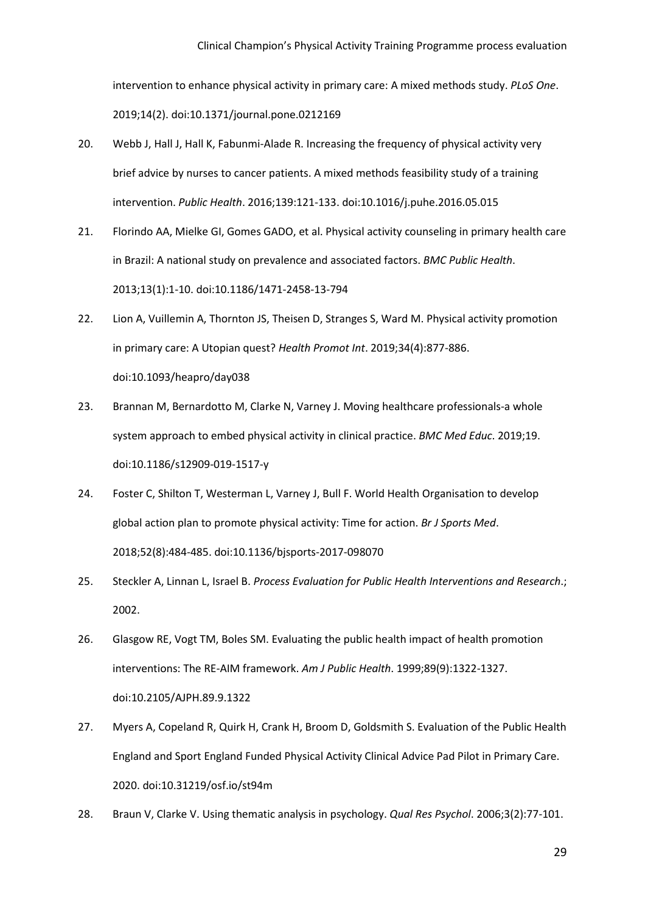intervention to enhance physical activity in primary care: A mixed methods study. *PLoS One*. 2019;14(2). doi:10.1371/journal.pone.0212169

20. Webb J, Hall J, Hall K, Fabunmi-Alade R. Increasing the frequency of physical activity very brief advice by nurses to cancer patients. A mixed methods feasibility study of a training intervention. *Public Health*. 2016;139:121-133. doi:10.1016/j.puhe.2016.05.015

21. Florindo AA, Mielke GI, Gomes GADO, et al. Physical activity counseling in primary health care in Brazil: A national study on prevalence and associated factors. *BMC Public Health*. 2013;13(1):1-10. doi:10.1186/1471-2458-13-794

22. Lion A, Vuillemin A, Thornton JS, Theisen D, Stranges S, Ward M. Physical activity promotion in primary care: A Utopian quest? *Health Promot Int*. 2019;34(4):877-886. doi:10.1093/heapro/day038

23. Brannan M, Bernardotto M, Clarke N, Varney J. Moving healthcare professionals-a whole system approach to embed physical activity in clinical practice. *BMC Med Educ*. 2019;19. doi:10.1186/s12909-019-1517-y

24. Foster C, Shilton T, Westerman L, Varney J, Bull F. World Health Organisation to develop global action plan to promote physical activity: Time for action. *Br J Sports Med*. 2018;52(8):484-485. doi:10.1136/bjsports-2017-098070

25. Steckler A, Linnan L, Israel B. *Process Evaluation for Public Health Interventions and Research*.; 2002.

26. Glasgow RE, Vogt TM, Boles SM. Evaluating the public health impact of health promotion interventions: The RE-AIM framework. *Am J Public Health*. 1999;89(9):1322-1327. doi:10.2105/AJPH.89.9.1322

27. Myers A, Copeland R, Quirk H, Crank H, Broom D, Goldsmith S. Evaluation of the Public Health England and Sport England Funded Physical Activity Clinical Advice Pad Pilot in Primary Care. 2020. doi:10.31219/osf.io/st94m

28. Braun V, Clarke V. Using thematic analysis in psychology. *Qual Res Psychol*. 2006;3(2):77-101.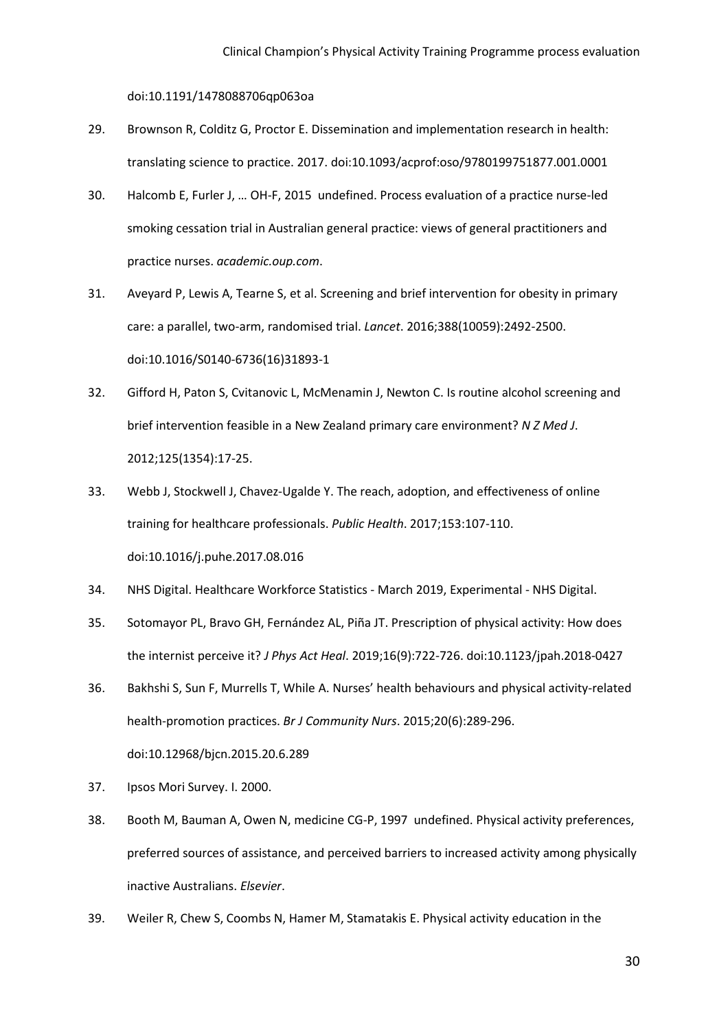doi:10.1191/1478088706qp063oa

29. Brownson R, Colditz G, Proctor E. Dissemination and implementation research in health: translating science to practice. 2017. doi:10.1093/acprof:oso/9780199751877.001.0001

30. Halcomb E, Furler J, … OH-F, 2015 undefined. Process evaluation of a practice nurse-led smoking cessation trial in Australian general practice: views of general practitioners and practice nurses. *academic.oup.com*.

31. Aveyard P, Lewis A, Tearne S, et al. Screening and brief intervention for obesity in primary care: a parallel, two-arm, randomised trial. *Lancet*. 2016;388(10059):2492-2500. doi:10.1016/S0140-6736(16)31893-1

32. Gifford H, Paton S, Cvitanovic L, McMenamin J, Newton C. Is routine alcohol screening and brief intervention feasible in a New Zealand primary care environment? *N Z Med J*. 2012;125(1354):17-25.

33. Webb J, Stockwell J, Chavez-Ugalde Y. The reach, adoption, and effectiveness of online training for healthcare professionals. *Public Health*. 2017;153:107-110. doi:10.1016/j.puhe.2017.08.016

34. NHS Digital. Healthcare Workforce Statistics - March 2019, Experimental - NHS Digital.

35. Sotomayor PL, Bravo GH, Fernández AL, Piña JT. Prescription of physical activity: How does the internist perceive it? *J Phys Act Heal*. 2019;16(9):722-726. doi:10.1123/jpah.2018-0427

36. Bakhshi S, Sun F, Murrells T, While A. Nurses' health behaviours and physical activity-related health-promotion practices. *Br J Community Nurs*. 2015;20(6):289-296. doi:10.12968/bjcn.2015.20.6.289

37. Ipsos Mori Survey. I. 2000.

38. Booth M, Bauman A, Owen N, medicine CG-P, 1997 undefined. Physical activity preferences, preferred sources of assistance, and perceived barriers to increased activity among physically inactive Australians. *Elsevier*.

39. Weiler R, Chew S, Coombs N, Hamer M, Stamatakis E. Physical activity education in the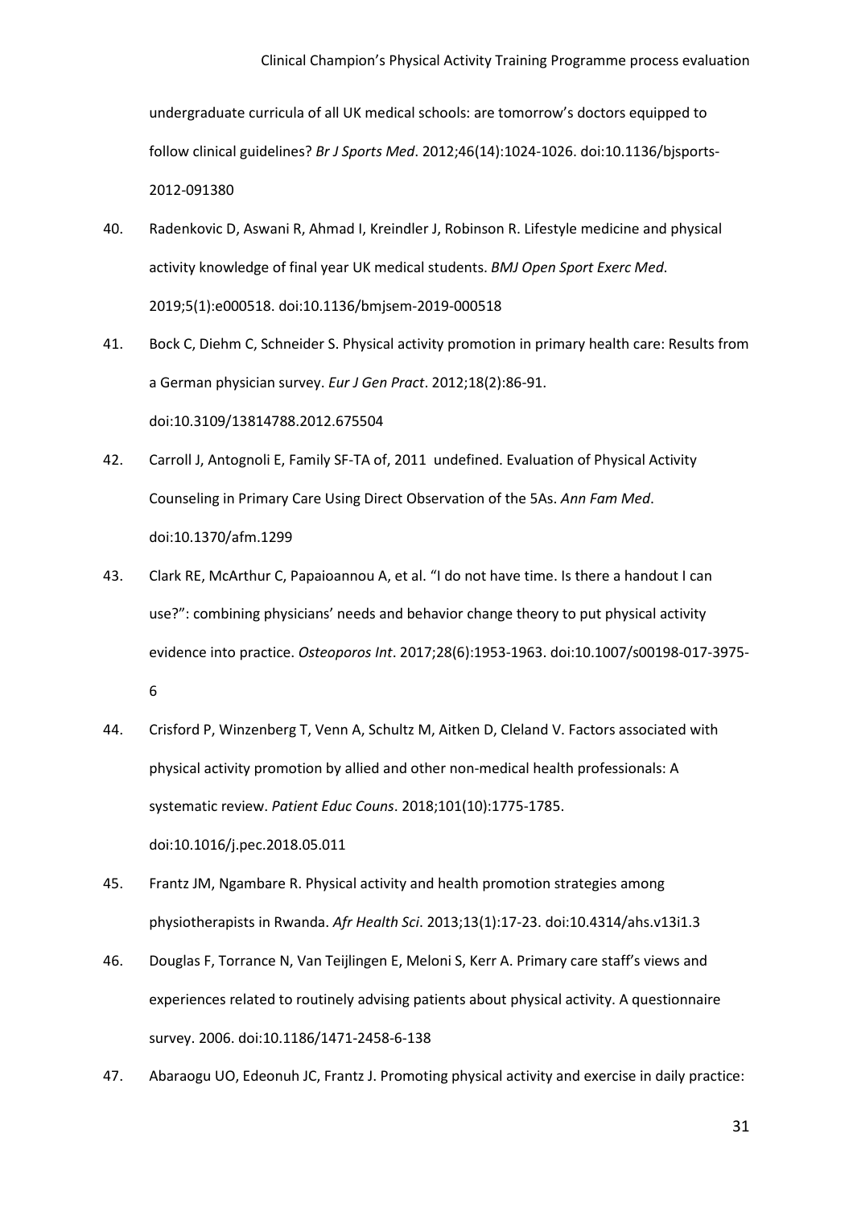undergraduate curricula of all UK medical schools: are tomorrow's doctors equipped to follow clinical guidelines? *Br J Sports Med*. 2012;46(14):1024-1026. doi:10.1136/bjsports-2012-091380

40. Radenkovic D, Aswani R, Ahmad I, Kreindler J, Robinson R. Lifestyle medicine and physical activity knowledge of final year UK medical students. *BMJ Open Sport Exerc Med*. 2019;5(1):e000518. doi:10.1136/bmjsem-2019-000518

41. Bock C, Diehm C, Schneider S. Physical activity promotion in primary health care: Results from a German physician survey. *Eur J Gen Pract*. 2012;18(2):86-91. doi:10.3109/13814788.2012.675504

42. Carroll J, Antognoli E, Family SF-TA of, 2011 undefined. Evaluation of Physical Activity Counseling in Primary Care Using Direct Observation of the 5As. *Ann Fam Med*. doi:10.1370/afm.1299

43. Clark RE, McArthur C, Papaioannou A, et al. "I do not have time. Is there a handout I can use?": combining physicians' needs and behavior change theory to put physical activity evidence into practice. *Osteoporos Int*. 2017;28(6):1953-1963. doi:10.1007/s00198-017-3975-6

44. Crisford P, Winzenberg T, Venn A, Schultz M, Aitken D, Cleland V. Factors associated with physical activity promotion by allied and other non-medical health professionals: A systematic review. *Patient Educ Couns*. 2018;101(10):1775-1785. doi:10.1016/j.pec.2018.05.011

45. Frantz JM, Ngambare R. Physical activity and health promotion strategies among physiotherapists in Rwanda. *Afr Health Sci*. 2013;13(1):17-23. doi:10.4314/ahs.v13i1.3

46. Douglas F, Torrance N, Van Teijlingen E, Meloni S, Kerr A. Primary care staff's views and experiences related to routinely advising patients about physical activity. A questionnaire survey. 2006. doi:10.1186/1471-2458-6-138

47. Abaraogu UO, Edeonuh JC, Frantz J. Promoting physical activity and exercise in daily practice: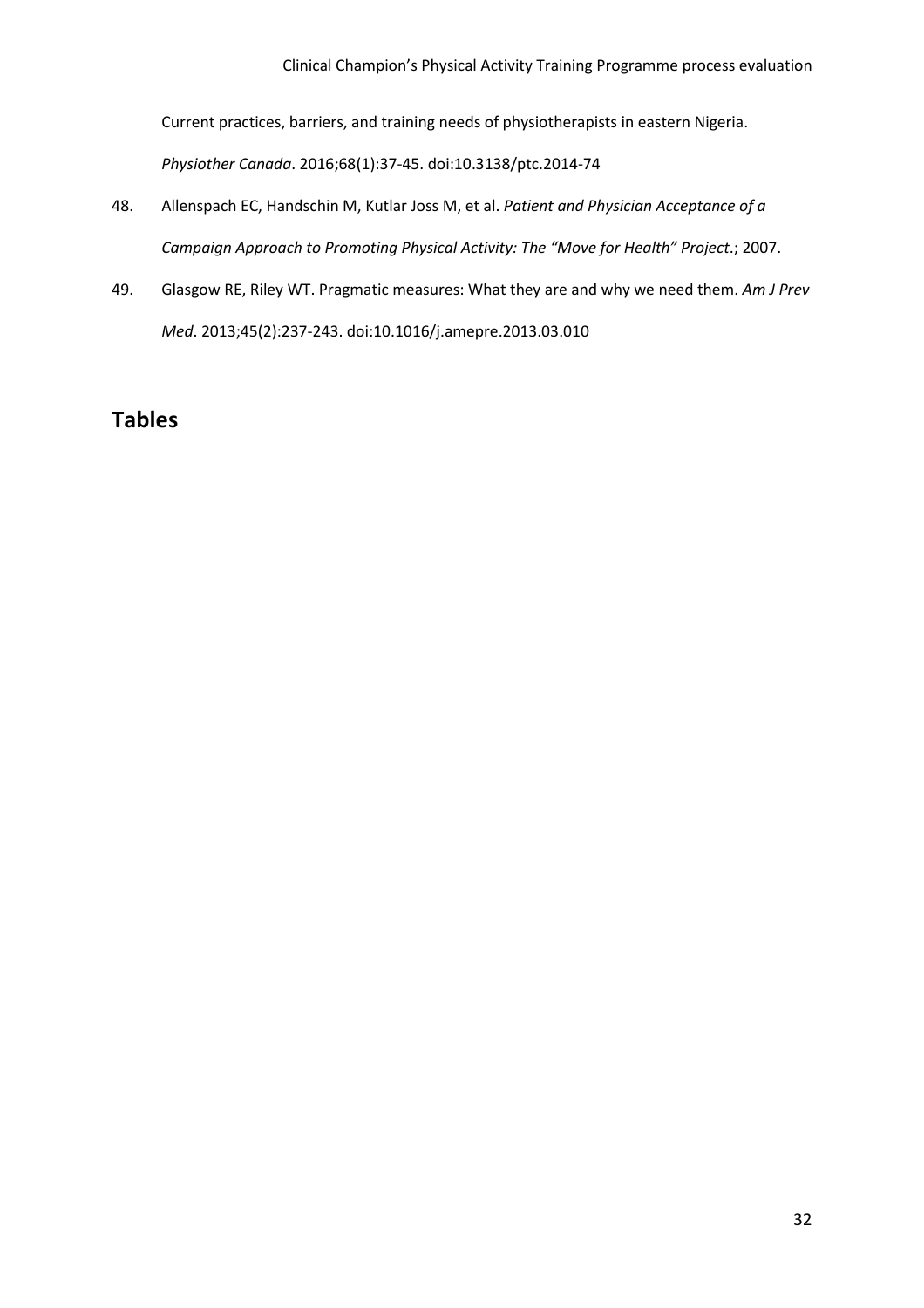Current practices, barriers, and training needs of physiotherapists in eastern Nigeria. *Physiother Canada*. 2016;68(1):37-45. doi:10.3138/ptc.2014-74

48. Allenspach EC, Handschin M, Kutlar Joss M, et al. *Patient and Physician Acceptance of a Campaign Approach to Promoting Physical Activity: The "Move for Health" Project*.; 2007.

49. Glasgow RE, Riley WT. Pragmatic measures: What they are and why we need them. *Am J Prev Med*. 2013;45(2):237-243. doi:10.1016/j.amepre.2013.03.010

# Tables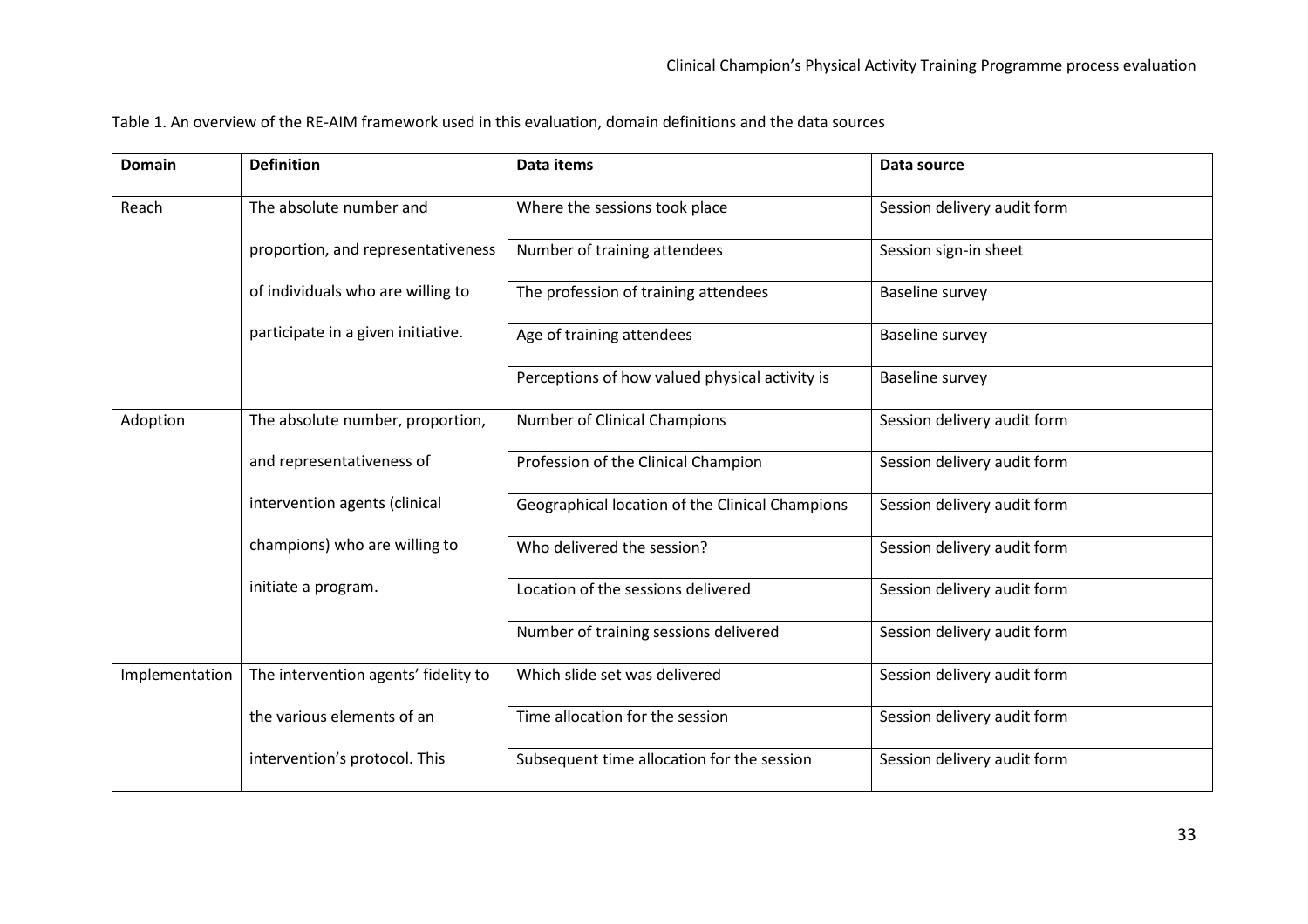Table 1. An overview of the RE-AIM framework used in this evaluation, domain definitions and the data sources

| Domain | Definition | Data items | Data source |
|---|---|---|---|
| Reach | The absolute number and proportion, and representativeness of individuals who are willing to participate in a given initiative. | Where the sessions took place | Session delivery audit form |
| | | Number of training attendees | Session sign-in sheet |
| | | The profession of training attendees | Baseline survey |
| | | Age of training attendees | Baseline survey |
| | | Perceptions of how valued physical activity is | Baseline survey |
| Adoption | The absolute number, proportion, and representativeness of intervention agents (clinical champions) who are willing to initiate a program. | Number of Clinical Champions | Session delivery audit form |
| | | Profession of the Clinical Champion | Session delivery audit form |
| | | Geographical location of the Clinical Champions | Session delivery audit form |
| | | Who delivered the session? | Session delivery audit form |
| | | Location of the sessions delivered | Session delivery audit form |
| | | Number of training sessions delivered | Session delivery audit form |
| Implementation | The intervention agents' fidelity to the various elements of an intervention's protocol. This | Which slide set was delivered | Session delivery audit form |
| | | Time allocation for the session | Session delivery audit form |
| | | Subsequent time allocation for the session | Session delivery audit form |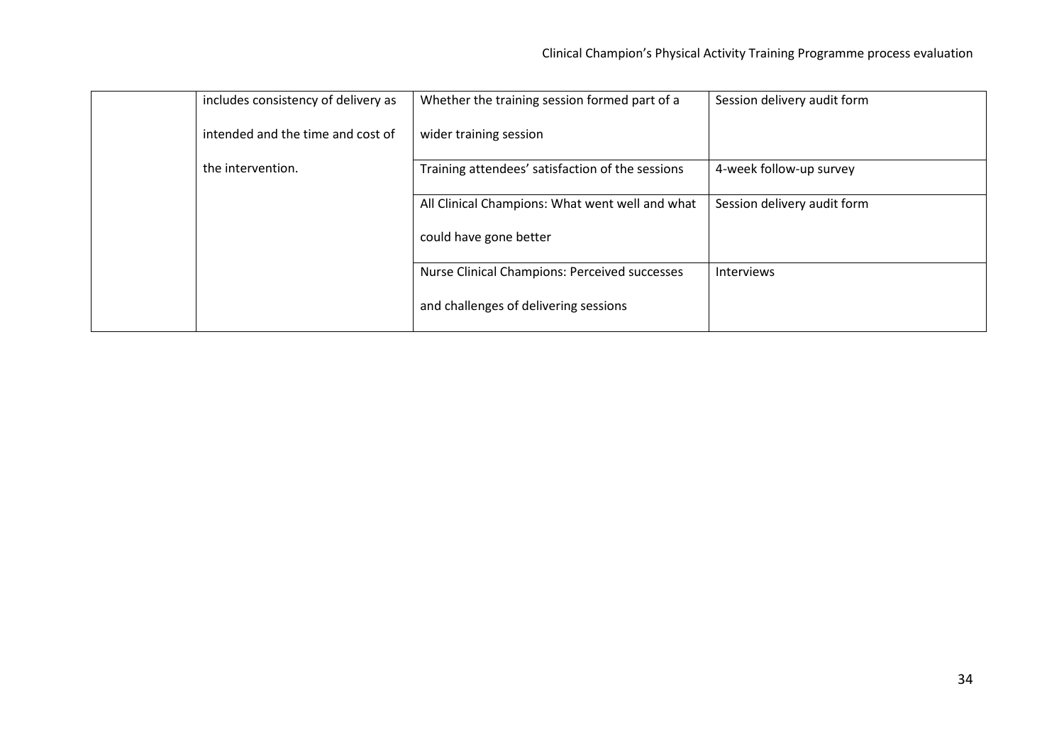| | | | |
|---|---|---|---|
| | includes consistency of delivery as intended and the time and cost of the intervention. | Whether the training session formed part of a wider training session | Session delivery audit form |
| | | Training attendees' satisfaction of the sessions | 4-week follow-up survey |
| | | All Clinical Champions: What went well and what could have gone better | Session delivery audit form |
| | | Nurse Clinical Champions: Perceived successes and challenges of delivering sessions | Interviews |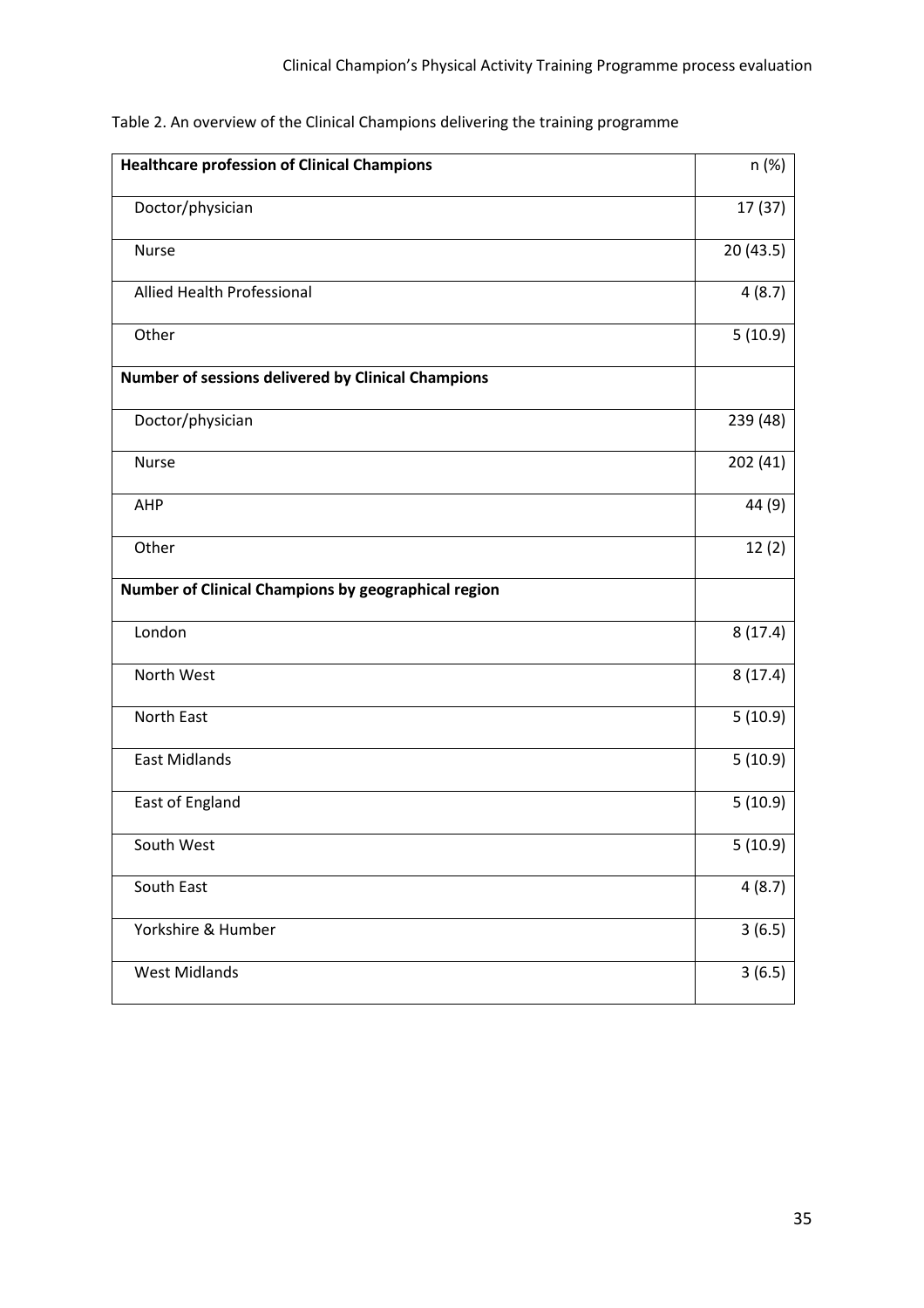Table 2. An overview of the Clinical Champions delivering the training programme

| **Healthcare profession of Clinical Champions** | n (%) |
|---|---|
| Doctor/physician | 17 (37) |
| Nurse | 20 (43.5) |
| Allied Health Professional | 4 (8.7) |
| Other | 5 (10.9) |
| **Number of sessions delivered by Clinical Champions** | |
| Doctor/physician | 239 (48) |
| Nurse | 202 (41) |
| AHP | 44 (9) |
| Other | 12 (2) |
| **Number of Clinical Champions by geographical region** | |
| London | 8 (17.4) |
| North West | 8 (17.4) |
| North East | 5 (10.9) |
| East Midlands | 5 (10.9) |
| East of England | 5 (10.9) |
| South West | 5 (10.9) |
| South East | 4 (8.7) |
| Yorkshire & Humber | 3 (6.5) |
| West Midlands | 3 (6.5) |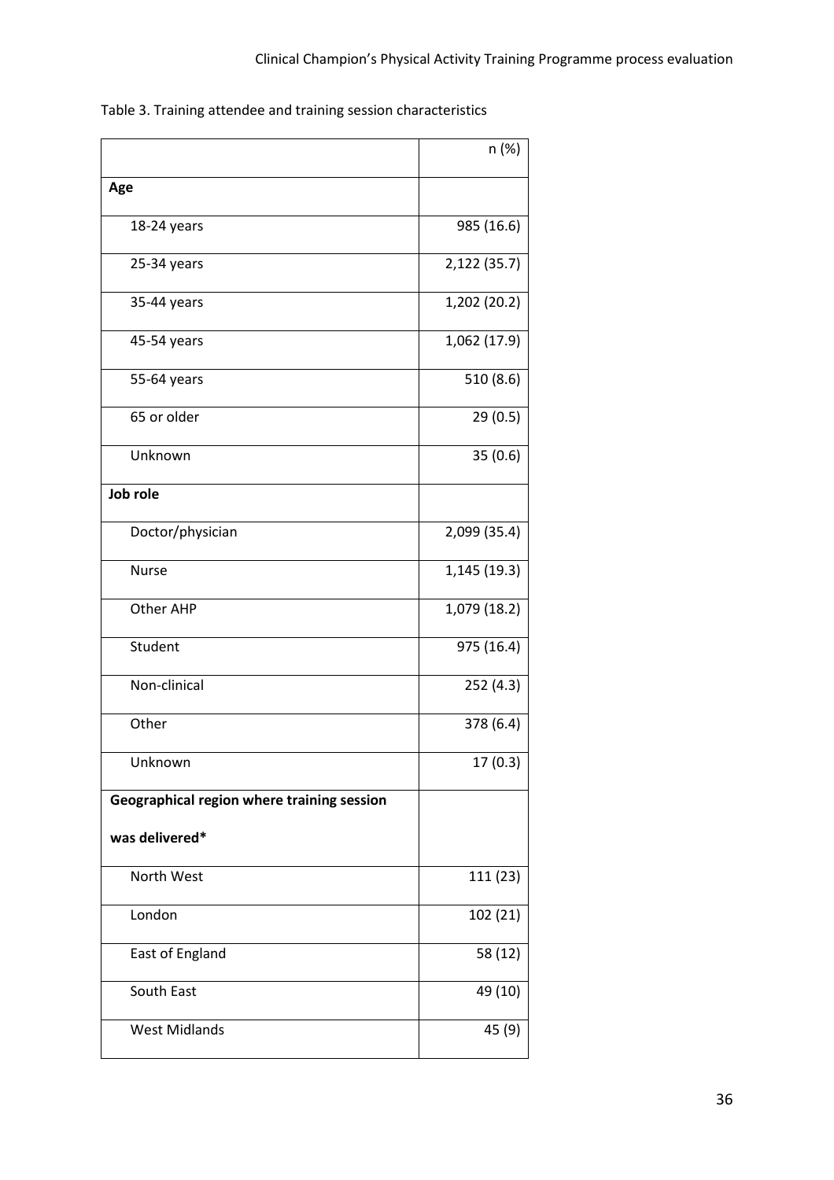Table 3. Training attendee and training session characteristics

| | n (%) |
|---|---|
| **Age** | |
| 18-24 years | 985 (16.6) |
| 25-34 years | 2,122 (35.7) |
| 35-44 years | 1,202 (20.2) |
| 45-54 years | 1,062 (17.9) |
| 55-64 years | 510 (8.6) |
| 65 or older | 29 (0.5) |
| Unknown | 35 (0.6) |
| **Job role** | |
| Doctor/physician | 2,099 (35.4) |
| Nurse | 1,145 (19.3) |
| Other AHP | 1,079 (18.2) |
| Student | 975 (16.4) |
| Non-clinical | 252 (4.3) |
| Other | 378 (6.4) |
| Unknown | 17 (0.3) |
| **Geographical region where training session was delivered*** | |
| North West | 111 (23) |
| London | 102 (21) |
| East of England | 58 (12) |
| South East | 49 (10) |
| West Midlands | 45 (9) |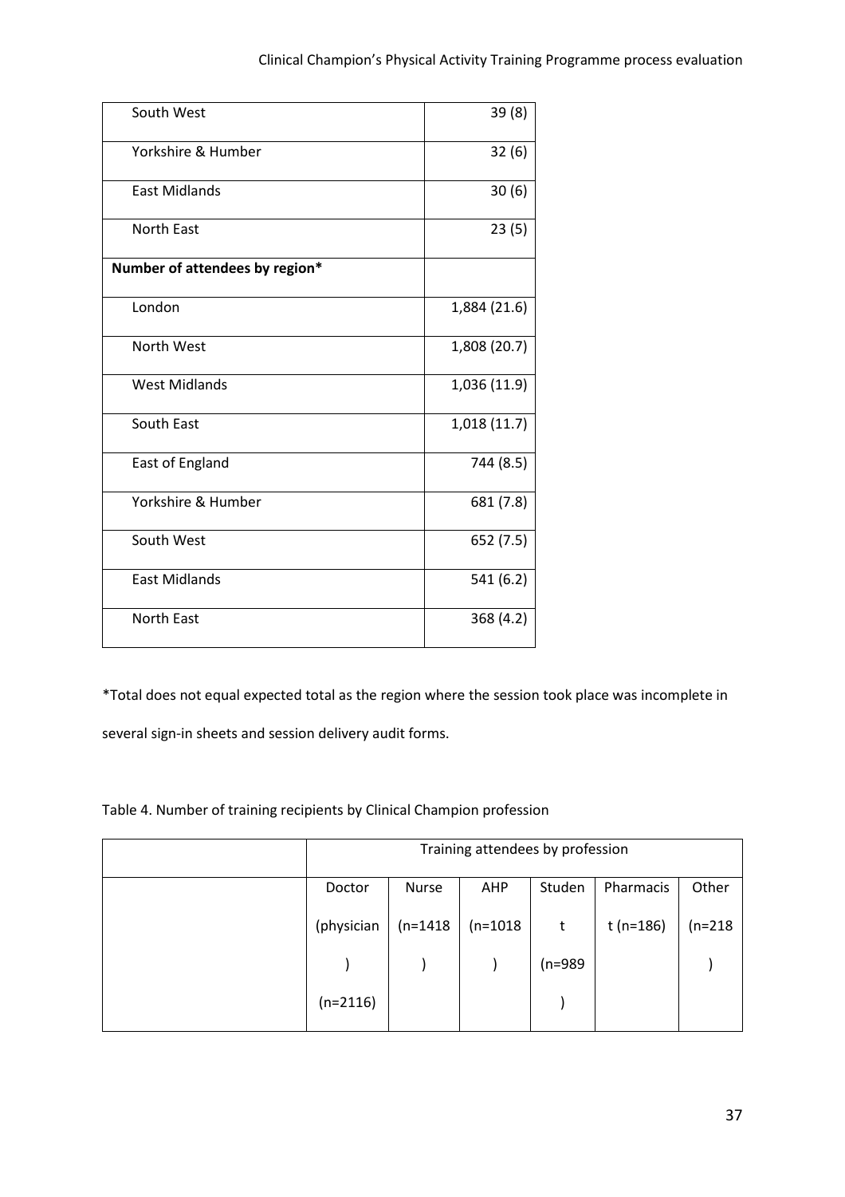| | |
|---|---|
| South West | 39 (8) |
| Yorkshire & Humber | 32 (6) |
| East Midlands | 30 (6) |
| North East | 23 (5) |
| **Number of attendees by region*** | |
| London | 1,884 (21.6) |
| North West | 1,808 (20.7) |
| West Midlands | 1,036 (11.9) |
| South East | 1,018 (11.7) |
| East of England | 744 (8.5) |
| Yorkshire & Humber | 681 (7.8) |
| South West | 652 (7.5) |
| East Midlands | 541 (6.2) |
| North East | 368 (4.2) |

*Total does not equal expected total as the region where the session took place was incomplete in several sign-in sheets and session delivery audit forms.

Table 4. Number of training recipients by Clinical Champion profession

| | Training attendees by profession | | | | | |
|---|---|---|---|---|---|---|
| | Doctor (physician) (n=2116) | Nurse (n=1418) | AHP (n=1018) | Student (n=989) | Pharmacist (n=186) | Other (n=218) |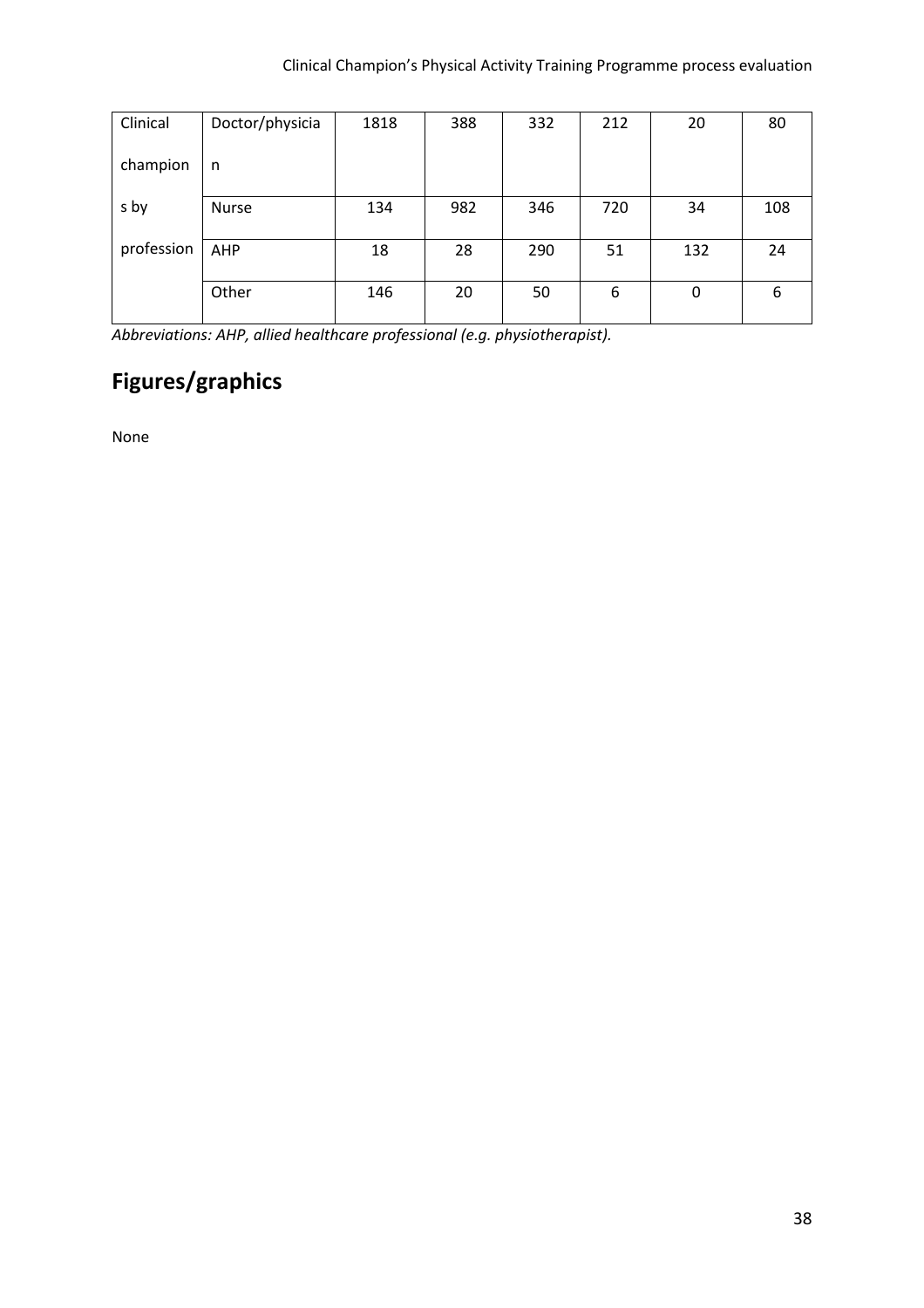| | | | | | | | |
|---|---|---|---|---|---|---|---|
| Clinical champions by profession | Doctor/physician | 1818 | 388 | 332 | 212 | 20 | 80 |
| | Nurse | 134 | 982 | 346 | 720 | 34 | 108 |
| | AHP | 18 | 28 | 290 | 51 | 132 | 24 |
| | Other | 146 | 20 | 50 | 6 | 0 | 6 |

*Abbreviations: AHP, allied healthcare professional (e.g. physiotherapist).*

## Figures/graphics

None